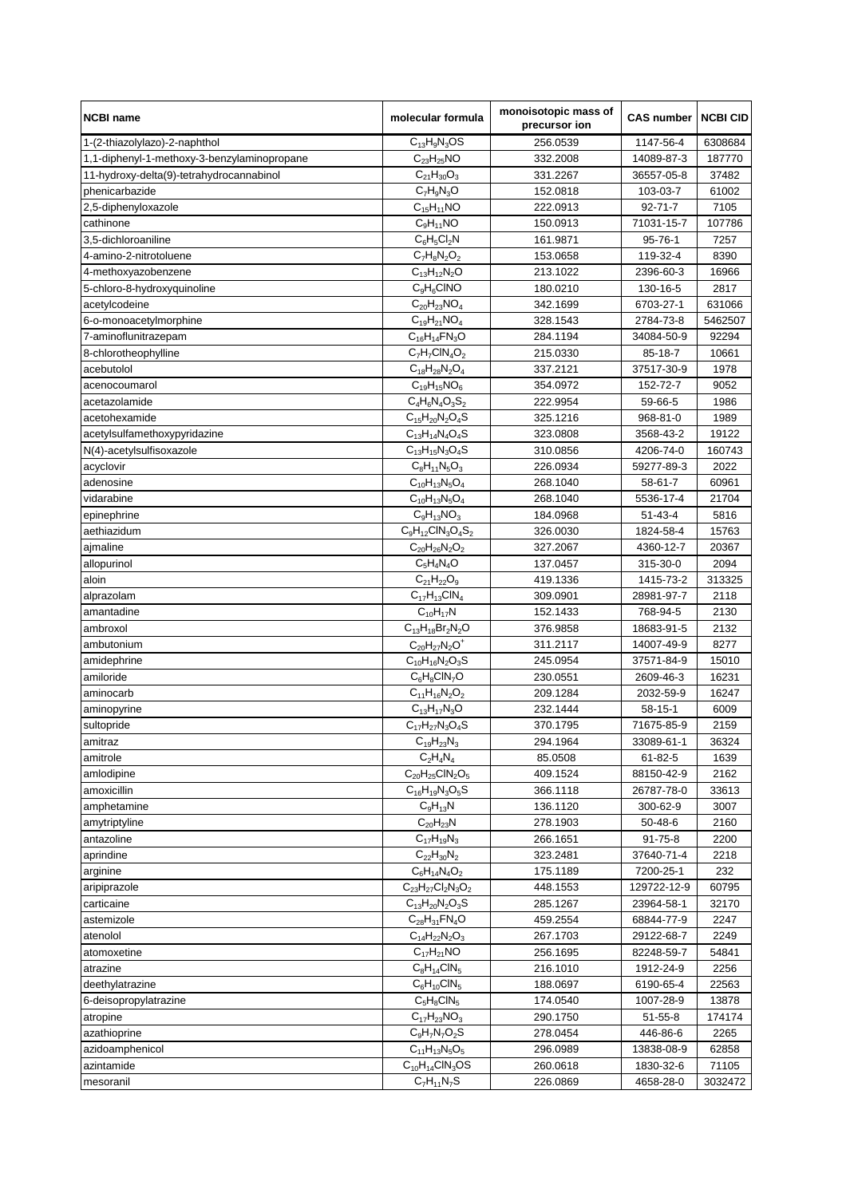| NCBI name | molecular formula | monoisotopic mass of precursor ion | CAS number | NCBI CID |
|---|---|---|---|---|
| 1-(2-thiazolylazo)-2-naphthol | $C_{13}H_9N_3OS$ | 256.0539 | 1147-56-4 | 6308684 |
| 1,1-diphenyl-1-methoxy-3-benzylaminopropane | $C_{23}H_{25}NO$ | 332.2008 | 14089-87-3 | 187770 |
| 11-hydroxy-delta(9)-tetrahydrocannabinol | $C_{21}H_{30}O_3$ | 331.2267 | 36557-05-8 | 37482 |
| phenicarbazide | $C_7H_9N_3O$ | 152.0818 | 103-03-7 | 61002 |
| 2,5-diphenyloxazole | $C_{15}H_{11}NO$ | 222.0913 | 92-71-7 | 7105 |
| cathinone | $C_9H_{11}NO$ | 150.0913 | 71031-15-7 | 107786 |
| 3,5-dichloroaniline | $C_6H_5Cl_2N$ | 161.9871 | 95-76-1 | 7257 |
| 4-amino-2-nitrotoluene | $C_7H_8N_2O_2$ | 153.0658 | 119-32-4 | 8390 |
| 4-methoxyazobenzene | $C_{13}H_{12}N_2O$ | 213.1022 | 2396-60-3 | 16966 |
| 5-chloro-8-hydroxyquinoline | $C_9H_6ClNO$ | 180.0210 | 130-16-5 | 2817 |
| acetylcodeine | $C_{20}H_{23}NO_4$ | 342.1699 | 6703-27-1 | 631066 |
| 6-o-monoacetylmorphine | $C_{19}H_{21}NO_4$ | 328.1543 | 2784-73-8 | 5462507 |
| 7-aminoflunitrazepam | $C_{16}H_{14}FN_3O$ | 284.1194 | 34084-50-9 | 92294 |
| 8-chlorotheophylline | $C_7H_7ClN_4O_2$ | 215.0330 | 85-18-7 | 10661 |
| acebutolol | $C_{18}H_{28}N_2O_4$ | 337.2121 | 37517-30-9 | 1978 |
| acenocoumarol | $C_{19}H_{15}NO_6$ | 354.0972 | 152-72-7 | 9052 |
| acetazolamide | $C_4H_6N_4O_3S_2$ | 222.9954 | 59-66-5 | 1986 |
| acetohexamide | $C_{15}H_{20}N_2O_4S$ | 325.1216 | 968-81-0 | 1989 |
| acetylsulfamethoxypyridazine | $C_{13}H_{14}N_4O_4S$ | 323.0808 | 3568-43-2 | 19122 |
| N(4)-acetylsulfisoxazole | $C_{13}H_{15}N_3O_4S$ | 310.0856 | 4206-74-0 | 160743 |
| acyclovir | $C_8H_{11}N_5O_3$ | 226.0934 | 59277-89-3 | 2022 |
| adenosine | $C_{10}H_{13}N_5O_4$ | 268.1040 | 58-61-7 | 60961 |
| vidarabine | $C_{10}H_{13}N_5O_4$ | 268.1040 | 5536-17-4 | 21704 |
| epinephrine | $C_9H_{13}NO_3$ | 184.0968 | 51-43-4 | 5816 |
| aethiazidum | $C_9H_{12}ClN_3O_4S_2$ | 326.0030 | 1824-58-4 | 15763 |
| ajmaline | $C_{20}H_{26}N_2O_2$ | 327.2067 | 4360-12-7 | 20367 |
| allopurinol | $C_5H_4N_4O$ | 137.0457 | 315-30-0 | 2094 |
| aloin | $C_{21}H_{22}O_9$ | 419.1336 | 1415-73-2 | 313325 |
| alprazolam | $C_{17}H_{13}ClN_4$ | 309.0901 | 28981-97-7 | 2118 |
| amantadine | $C_{10}H_{17}N$ | 152.1433 | 768-94-5 | 2130 |
| ambroxol | $C_{13}H_{18}Br_2N_2O$ | 376.9858 | 18683-91-5 | 2132 |
| ambutonium | $C_{20}H_{27}N_2O^+$ | 311.2117 | 14007-49-9 | 8277 |
| amidephrine | $C_{10}H_{16}N_2O_3S$ | 245.0954 | 37571-84-9 | 15010 |
| amiloride | $C_6H_8ClN_7O$ | 230.0551 | 2609-46-3 | 16231 |
| aminocarb | $C_{11}H_{16}N_2O_2$ | 209.1284 | 2032-59-9 | 16247 |
| aminopyrine | $C_{13}H_{17}N_3O$ | 232.1444 | 58-15-1 | 6009 |
| sultopride | $C_{17}H_{27}N_3O_4S$ | 370.1795 | 71675-85-9 | 2159 |
| amitraz | $C_{19}H_{23}N_3$ | 294.1964 | 33089-61-1 | 36324 |
| amitrole | $C_2H_4N_4$ | 85.0508 | 61-82-5 | 1639 |
| amlodipine | $C_{20}H_{25}ClN_2O_5$ | 409.1524 | 88150-42-9 | 2162 |
| amoxicillin | $C_{16}H_{19}N_3O_5S$ | 366.1118 | 26787-78-0 | 33613 |
| amphetamine | $C_9H_{13}N$ | 136.1120 | 300-62-9 | 3007 |
| amytriptyline | $C_{20}H_{23}N$ | 278.1903 | 50-48-6 | 2160 |
| antazoline | $C_{17}H_{19}N_3$ | 266.1651 | 91-75-8 | 2200 |
| aprindine | $C_{22}H_{30}N_2$ | 323.2481 | 37640-71-4 | 2218 |
| arginine | $C_6H_{14}N_4O_2$ | 175.1189 | 7200-25-1 | 232 |
| aripiprazole | $C_{23}H_{27}Cl_2N_3O_2$ | 448.1553 | 129722-12-9 | 60795 |
| carticaine | $C_{13}H_{20}N_2O_3S$ | 285.1267 | 23964-58-1 | 32170 |
| astemizole | $C_{28}H_{31}FN_4O$ | 459.2554 | 68844-77-9 | 2247 |
| atenolol | $C_{14}H_{22}N_2O_3$ | 267.1703 | 29122-68-7 | 2249 |
| atomoxetine | $C_{17}H_{21}NO$ | 256.1695 | 82248-59-7 | 54841 |
| atrazine | $C_8H_{14}ClN_5$ | 216.1010 | 1912-24-9 | 2256 |
| deethylatrazine | $C_6H_{10}ClN_5$ | 188.0697 | 6190-65-4 | 22563 |
| 6-deisopropylatrazine | $C_5H_8ClN_5$ | 174.0540 | 1007-28-9 | 13878 |
| atropine | $C_{17}H_{23}NO_3$ | 290.1750 | 51-55-8 | 174174 |
| azathioprine | $C_9H_7N_7O_2S$ | 278.0454 | 446-86-6 | 2265 |
| azidoamphenicol | $C_{11}H_{13}N_5O_5$ | 296.0989 | 13838-08-9 | 62858 |
| azintamide | $C_{10}H_{14}ClN_3OS$ | 260.0618 | 1830-32-6 | 71105 |
| mesoranil | $C_7H_{11}N_7S$ | 226.0869 | 4658-28-0 | 3032472 |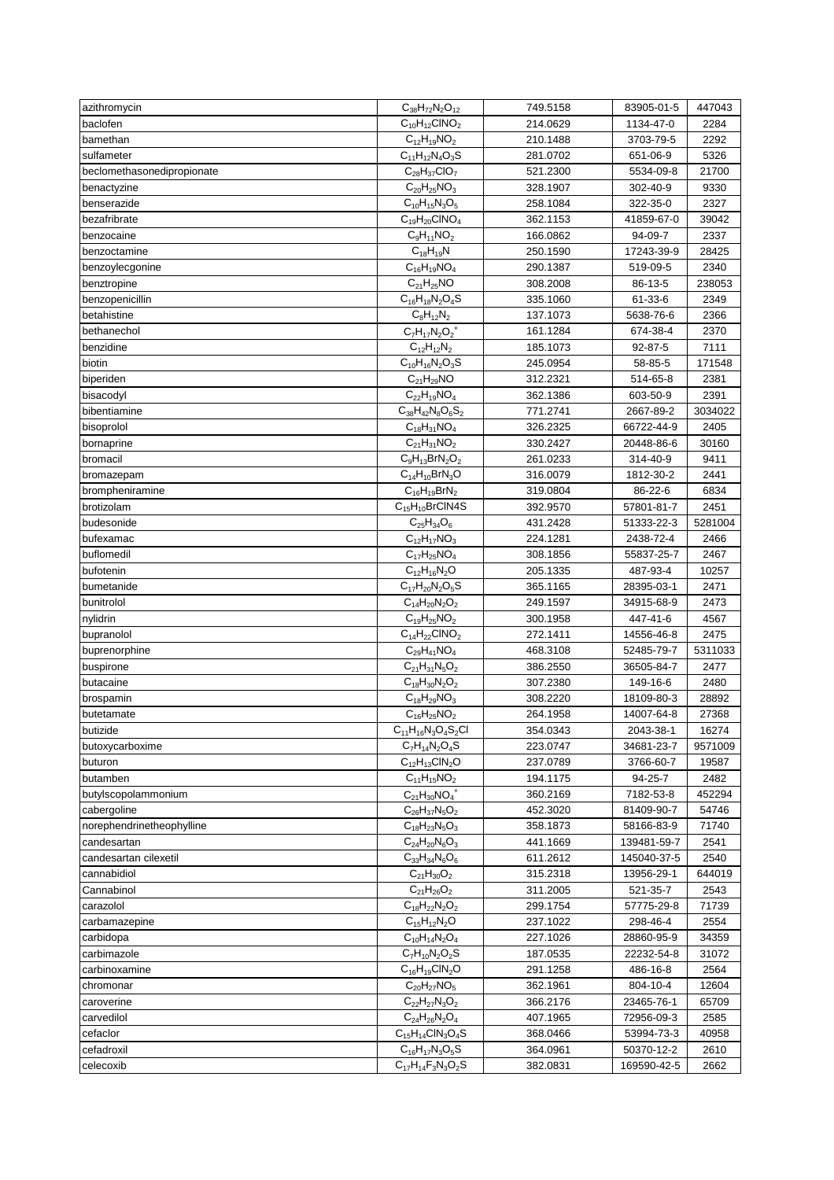| azithromycin | $C_{38}H_{72}N_2O_{12}$ | 749.5158 | 83905-01-5 | 447043 |
|---|---|---|---|---|
| baclofen | $C_{10}H_{12}ClNO_2$ | 214.0629 | 1134-47-0 | 2284 |
| bamethan | $C_{12}H_{19}NO_2$ | 210.1488 | 3703-79-5 | 2292 |
| sulfameter | $C_{11}H_{12}N_4O_3S$ | 281.0702 | 651-06-9 | 5326 |
| beclomethasonedipropionate | $C_{28}H_{37}ClO_7$ | 521.2300 | 5534-09-8 | 21700 |
| benactyzine | $C_{20}H_{25}NO_3$ | 328.1907 | 302-40-9 | 9330 |
| benserazide | $C_{10}H_{15}N_3O_5$ | 258.1084 | 322-35-0 | 2327 |
| bezafribrate | $C_{19}H_{20}ClNO_4$ | 362.1153 | 41859-67-0 | 39042 |
| benzocaine | $C_9H_{11}NO_2$ | 166.0862 | 94-09-7 | 2337 |
| benzoctamine | $C_{18}H_{19}N$ | 250.1590 | 17243-39-9 | 28425 |
| benzoylecgonine | $C_{16}H_{19}NO_4$ | 290.1387 | 519-09-5 | 2340 |
| benztropine | $C_{21}H_{25}NO$ | 308.2008 | 86-13-5 | 238053 |
| benzopenicillin | $C_{16}H_{18}N_2O_4S$ | 335.1060 | 61-33-6 | 2349 |
| betahistine | $C_8H_{12}N_2$ | 137.1073 | 5638-76-6 | 2366 |
| bethanechol | $C_7H_{17}N_2O_2^+$ | 161.1284 | 674-38-4 | 2370 |
| benzidine | $C_{12}H_{12}N_2$ | 185.1073 | 92-87-5 | 7111 |
| biotin | $C_{10}H_{16}N_2O_3S$ | 245.0954 | 58-85-5 | 171548 |
| biperiden | $C_{21}H_{29}NO$ | 312.2321 | 514-65-8 | 2381 |
| bisacodyl | $C_{22}H_{19}NO_4$ | 362.1386 | 603-50-9 | 2391 |
| bibentiamine | $C_{38}H_{42}N_8O_6S_2$ | 771.2741 | 2667-89-2 | 3034022 |
| bisoprolol | $C_{18}H_{31}NO_4$ | 326.2325 | 66722-44-9 | 2405 |
| bornaprine | $C_{21}H_{31}NO_2$ | 330.2427 | 20448-86-6 | 30160 |
| bromacil | $C_9H_{13}BrN_2O_2$ | 261.0233 | 314-40-9 | 9411 |
| bromazepam | $C_{14}H_{10}BrN_3O$ | 316.0079 | 1812-30-2 | 2441 |
| brompheniramine | $C_{16}H_{19}BrN_2$ | 319.0804 | 86-22-6 | 6834 |
| brotizolam | $C_{15}H_{10}$BrClN4S | 392.9570 | 57801-81-7 | 2451 |
| budesonide | $C_{25}H_{34}O_6$ | 431.2428 | 51333-22-3 | 5281004 |
| bufexamac | $C_{12}H_{17}NO_3$ | 224.1281 | 2438-72-4 | 2466 |
| buflomedil | $C_{17}H_{25}NO_4$ | 308.1856 | 55837-25-7 | 2467 |
| bufotenin | $C_{12}H_{16}N_2O$ | 205.1335 | 487-93-4 | 10257 |
| bumetanide | $C_{17}H_{20}N_2O_5S$ | 365.1165 | 28395-03-1 | 2471 |
| bunitrolol | $C_{14}H_{20}N_2O_2$ | 249.1597 | 34915-68-9 | 2473 |
| nylidrin | $C_{19}H_{25}NO_2$ | 300.1958 | 447-41-6 | 4567 |
| bupranolol | $C_{14}H_{22}ClNO_2$ | 272.1411 | 14556-46-8 | 2475 |
| buprenorphine | $C_{29}H_{41}NO_4$ | 468.3108 | 52485-79-7 | 5311033 |
| buspirone | $C_{21}H_{31}N_5O_2$ | 386.2550 | 36505-84-7 | 2477 |
| butacaine | $C_{18}H_{30}N_2O_2$ | 307.2380 | 149-16-6 | 2480 |
| brospamin | $C_{18}H_{29}NO_3$ | 308.2220 | 18109-80-3 | 28892 |
| butetamate | $C_{16}H_{25}NO_2$ | 264.1958 | 14007-64-8 | 27368 |
| butizide | $C_{11}H_{16}N_3O_4S_2Cl$ | 354.0343 | 2043-38-1 | 16274 |
| butoxycarboxime | $C_7H_{14}N_2O_4S$ | 223.0747 | 34681-23-7 | 9571009 |
| buturon | $C_{12}H_{13}ClN_2O$ | 237.0789 | 3766-60-7 | 19587 |
| butamben | $C_{11}H_{15}NO_2$ | 194.1175 | 94-25-7 | 2482 |
| butylscopolammonium | $C_{21}H_{30}NO_4^+$ | 360.2169 | 7182-53-8 | 452294 |
| cabergoline | $C_{26}H_{37}N_5O_2$ | 452.3020 | 81409-90-7 | 54746 |
| norephendrinetheophylline | $C_{18}H_{23}N_5O_3$ | 358.1873 | 58166-83-9 | 71740 |
| candesartan | $C_{24}H_{20}N_6O_3$ | 441.1669 | 139481-59-7 | 2541 |
| candesartan cilexetil | $C_{33}H_{34}N_6O_6$ | 611.2612 | 145040-37-5 | 2540 |
| cannabidiol | $C_{21}H_{30}O_2$ | 315.2318 | 13956-29-1 | 644019 |
| Cannabinol | $C_{21}H_{26}O_2$ | 311.2005 | 521-35-7 | 2543 |
| carazolol | $C_{18}H_{22}N_2O_2$ | 299.1754 | 57775-29-8 | 71739 |
| carbamazepine | $C_{15}H_{12}N_2O$ | 237.1022 | 298-46-4 | 2554 |
| carbidopa | $C_{10}H_{14}N_2O_4$ | 227.1026 | 28860-95-9 | 34359 |
| carbimazole | $C_7H_{10}N_2O_2S$ | 187.0535 | 22232-54-8 | 31072 |
| carbinoxamine | $C_{16}H_{19}ClN_2O$ | 291.1258 | 486-16-8 | 2564 |
| chromonar | $C_{20}H_{27}NO_5$ | 362.1961 | 804-10-4 | 12604 |
| caroverine | $C_{22}H_{27}N_3O_2$ | 366.2176 | 23465-76-1 | 65709 |
| carvedilol | $C_{24}H_{26}N_2O_4$ | 407.1965 | 72956-09-3 | 2585 |
| cefaclor | $C_{15}H_{14}ClN_3O_4S$ | 368.0466 | 53994-73-3 | 40958 |
| cefadroxil | $C_{16}H_{17}N_3O_5S$ | 364.0961 | 50370-12-2 | 2610 |
| celecoxib | $C_{17}H_{14}F_3N_3O_2S$ | 382.0831 | 169590-42-5 | 2662 |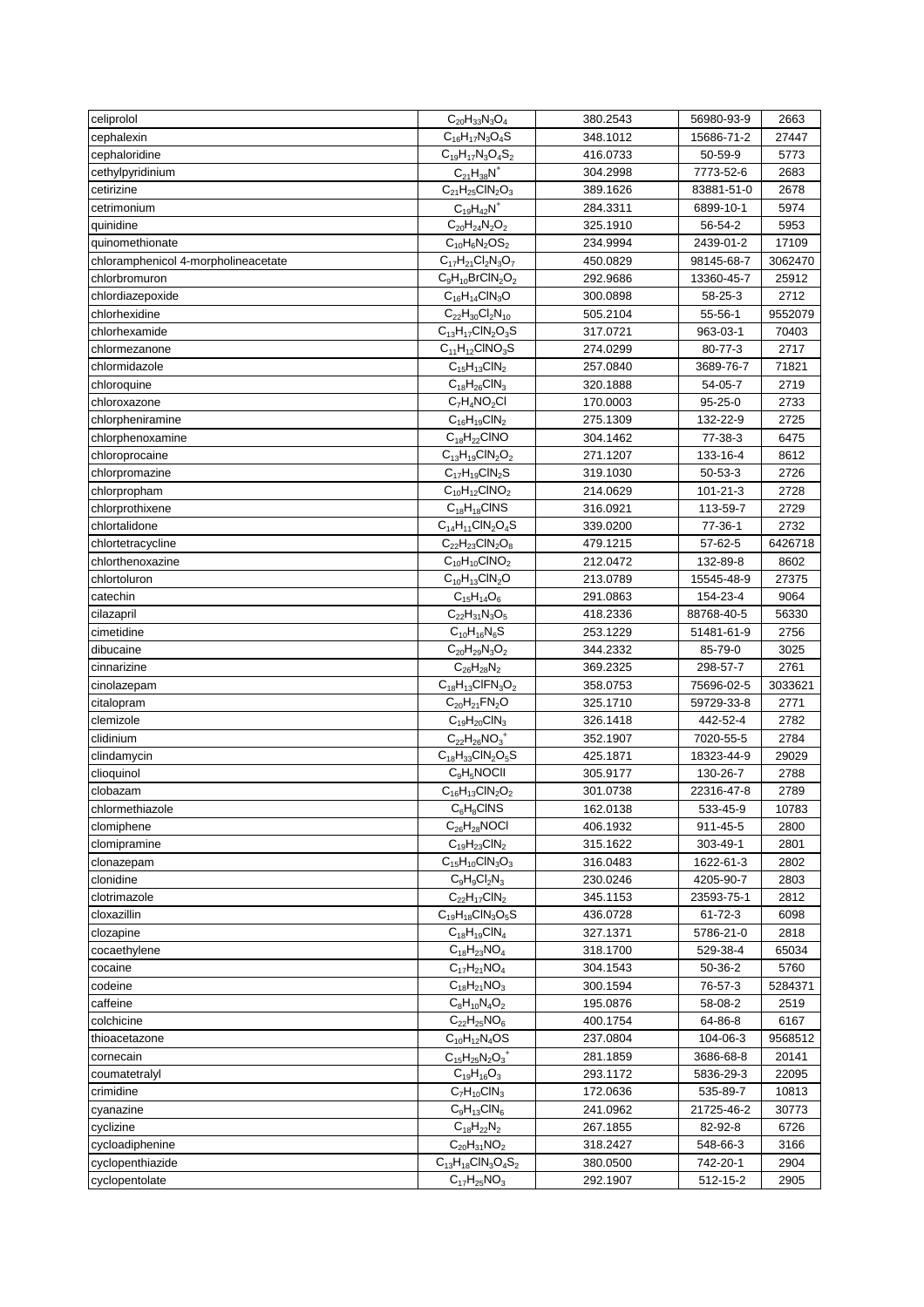| celiprolol | $C_{20}H_{33}N_3O_4$ | 380.2543 | 56980-93-9 | 2663 |
|---|---|---|---|---|
| cephalexin | $C_{16}H_{17}N_3O_4S$ | 348.1012 | 15686-71-2 | 27447 |
| cephaloridine | $C_{19}H_{17}N_3O_4S_2$ | 416.0733 | 50-59-9 | 5773 |
| cethylpyridinium | $C_{21}H_{38}N^+$ | 304.2998 | 7773-52-6 | 2683 |
| cetirizine | $C_{21}H_{25}ClN_2O_3$ | 389.1626 | 83881-51-0 | 2678 |
| cetrimonium | $C_{19}H_{42}N^+$ | 284.3311 | 6899-10-1 | 5974 |
| quinidine | $C_{20}H_{24}N_2O_2$ | 325.1910 | 56-54-2 | 5953 |
| quinomethionate | $C_{10}H_6N_2OS_2$ | 234.9994 | 2439-01-2 | 17109 |
| chloramphenicol 4-morpholineacetate | $C_{17}H_{21}Cl_2N_3O_7$ | 450.0829 | 98145-68-7 | 3062470 |
| chlorbromuron | $C_9H_{10}BrClN_2O_2$ | 292.9686 | 13360-45-7 | 25912 |
| chlordiazepoxide | $C_{16}H_{14}ClN_3O$ | 300.0898 | 58-25-3 | 2712 |
| chlorhexidine | $C_{22}H_{30}Cl_2N_{10}$ | 505.2104 | 55-56-1 | 9552079 |
| chlorhexamide | $C_{13}H_{17}ClN_2O_3S$ | 317.0721 | 963-03-1 | 70403 |
| chlormezanone | $C_{11}H_{12}ClNO_3S$ | 274.0299 | 80-77-3 | 2717 |
| chlormidazole | $C_{15}H_{13}ClN_2$ | 257.0840 | 3689-76-7 | 71821 |
| chloroquine | $C_{18}H_{26}ClN_3$ | 320.1888 | 54-05-7 | 2719 |
| chloroxazone | $C_7H_4NO_2Cl$ | 170.0003 | 95-25-0 | 2733 |
| chlorpheniramine | $C_{16}H_{19}ClN_2$ | 275.1309 | 132-22-9 | 2725 |
| chlorphenoxamine | $C_{18}H_{22}ClNO$ | 304.1462 | 77-38-3 | 6475 |
| chloroprocaine | $C_{13}H_{19}ClN_2O_2$ | 271.1207 | 133-16-4 | 8612 |
| chlorpromazine | $C_{17}H_{19}ClN_2S$ | 319.1030 | 50-53-3 | 2726 |
| chlorpropham | $C_{10}H_{12}ClNO_2$ | 214.0629 | 101-21-3 | 2728 |
| chlorprothixene | $C_{18}H_{18}ClNS$ | 316.0921 | 113-59-7 | 2729 |
| chlortalidone | $C_{14}H_{11}ClN_2O_4S$ | 339.0200 | 77-36-1 | 2732 |
| chlortetracycline | $C_{22}H_{23}ClN_2O_8$ | 479.1215 | 57-62-5 | 6426718 |
| chlorthenoxazine | $C_{10}H_{10}ClNO_2$ | 212.0472 | 132-89-8 | 8602 |
| chlortoluron | $C_{10}H_{13}ClN_2O$ | 213.0789 | 15545-48-9 | 27375 |
| catechin | $C_{15}H_{14}O_6$ | 291.0863 | 154-23-4 | 9064 |
| cilazapril | $C_{22}H_{31}N_3O_5$ | 418.2336 | 88768-40-5 | 56330 |
| cimetidine | $C_{10}H_{16}N_6S$ | 253.1229 | 51481-61-9 | 2756 |
| dibucaine | $C_{20}H_{29}N_3O_2$ | 344.2332 | 85-79-0 | 3025 |
| cinnarizine | $C_{26}H_{28}N_2$ | 369.2325 | 298-57-7 | 2761 |
| cinolazepam | $C_{18}H_{13}ClFN_3O_2$ | 358.0753 | 75696-02-5 | 3033621 |
| citalopram | $C_{20}H_{21}FN_2O$ | 325.1710 | 59729-33-8 | 2771 |
| clemizole | $C_{19}H_{20}ClN_3$ | 326.1418 | 442-52-4 | 2782 |
| clidinium | $C_{22}H_{26}NO_3^+$ | 352.1907 | 7020-55-5 | 2784 |
| clindamycin | $C_{18}H_{33}ClN_2O_5S$ | 425.1871 | 18323-44-9 | 29029 |
| clioquinol | $C_9H_5NOClI$ | 305.9177 | 130-26-7 | 2788 |
| clobazam | $C_{16}H_{13}ClN_2O_2$ | 301.0738 | 22316-47-8 | 2789 |
| chlormethiazole | $C_6H_8ClNS$ | 162.0138 | 533-45-9 | 10783 |
| clomiphene | $C_{26}H_{28}NOCl$ | 406.1932 | 911-45-5 | 2800 |
| clomipramine | $C_{19}H_{23}ClN_2$ | 315.1622 | 303-49-1 | 2801 |
| clonazepam | $C_{15}H_{10}ClN_3O_3$ | 316.0483 | 1622-61-3 | 2802 |
| clonidine | $C_9H_9Cl_2N_3$ | 230.0246 | 4205-90-7 | 2803 |
| clotrimazole | $C_{22}H_{17}ClN_2$ | 345.1153 | 23593-75-1 | 2812 |
| cloxazillin | $C_{19}H_{18}ClN_3O_5S$ | 436.0728 | 61-72-3 | 6098 |
| clozapine | $C_{18}H_{19}ClN_4$ | 327.1371 | 5786-21-0 | 2818 |
| cocaethylene | $C_{18}H_{23}NO_4$ | 318.1700 | 529-38-4 | 65034 |
| cocaine | $C_{17}H_{21}NO_4$ | 304.1543 | 50-36-2 | 5760 |
| codeine | $C_{18}H_{21}NO_3$ | 300.1594 | 76-57-3 | 5284371 |
| caffeine | $C_8H_{10}N_4O_2$ | 195.0876 | 58-08-2 | 2519 |
| colchicine | $C_{22}H_{25}NO_6$ | 400.1754 | 64-86-8 | 6167 |
| thioacetazone | $C_{10}H_{12}N_4OS$ | 237.0804 | 104-06-3 | 9568512 |
| cornecain | $C_{15}H_{25}N_2O_3^+$ | 281.1859 | 3686-68-8 | 20141 |
| coumatetralyl | $C_{19}H_{16}O_3$ | 293.1172 | 5836-29-3 | 22095 |
| crimidine | $C_7H_{10}ClN_3$ | 172.0636 | 535-89-7 | 10813 |
| cyanazine | $C_9H_{13}ClN_6$ | 241.0962 | 21725-46-2 | 30773 |
| cyclizine | $C_{18}H_{22}N_2$ | 267.1855 | 82-92-8 | 6726 |
| cycloadiphenine | $C_{20}H_{31}NO_2$ | 318.2427 | 548-66-3 | 3166 |
| cyclopenthiazide | $C_{13}H_{18}ClN_3O_4S_2$ | 380.0500 | 742-20-1 | 2904 |
| cyclopentolate | $C_{17}H_{25}NO_3$ | 292.1907 | 512-15-2 | 2905 |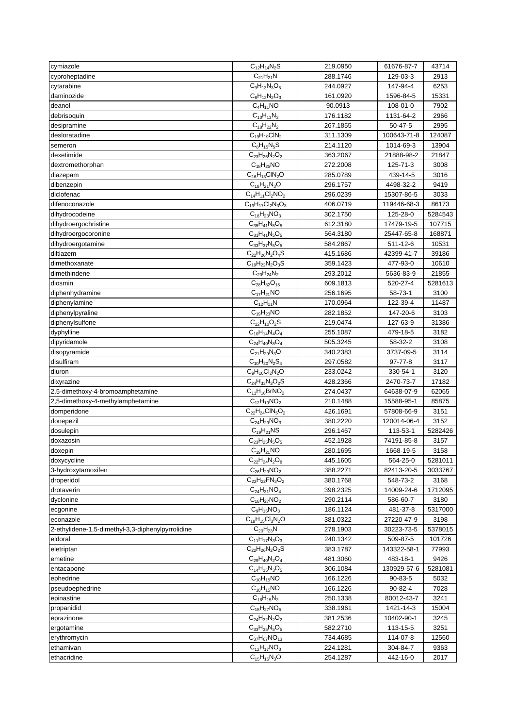| cymiazole | $C_{12}H_{14}N_2S$ | 219.0950 | 61676-87-7 | 43714 |
|---|---|---|---|---|
| cyproheptadine | $C_{21}H_{21}N$ | 288.1746 | 129-03-3 | 2913 |
| cytarabine | $C_9H_{13}N_3O_5$ | 244.0927 | 147-94-4 | 6253 |
| daminozide | $C_6H_{12}N_2O_3$ | 161.0920 | 1596-84-5 | 15331 |
| deanol | $C_4H_{11}NO$ | 90.0913 | 108-01-0 | 7902 |
| debrisoquin | $C_{10}H_{13}N_3$ | 176.1182 | 1131-64-2 | 2966 |
| desipramine | $C_{18}H_{22}N_2$ | 267.1855 | 50-47-5 | 2995 |
| desloratadine | $C_{19}H_{19}ClN_2$ | 311.1309 | 100643-71-8 | 124087 |
| semeron | $C_8H_{15}N_5S$ | 214.1120 | 1014-69-3 | 13904 |
| dexetimide | $C_{23}H_{26}N_2O_2$ | 363.2067 | 21888-98-2 | 21847 |
| dextromethorphan | $C_{18}H_{25}NO$ | 272.2008 | 125-71-3 | 3008 |
| diazepam | $C_{16}H_{13}ClN_2O$ | 285.0789 | 439-14-5 | 3016 |
| dibenzepin | $C_{18}H_{21}N_3O$ | 296.1757 | 4498-32-2 | 9419 |
| diclofenac | $C_{14}H_{11}Cl_2NO_2$ | 296.0239 | 15307-86-5 | 3033 |
| difenoconazole | $C_{19}H_{17}Cl_2N_3O_3$ | 406.0719 | 119446-68-3 | 86173 |
| dihydrocodeine | $C_{18}H_{23}NO_3$ | 302.1750 | 125-28-0 | 5284543 |
| dihydroergochristine | $C_{35}H_{41}N_5O_5$ | 612.3180 | 17479-19-5 | 107715 |
| dihydroergocoronine | $C_{31}H_{41}N_5O_5$ | 564.3180 | 25447-65-8 | 168871 |
| dihydroergotamine | $C_{33}H_{37}N_5O_5$ | 584.2867 | 511-12-6 | 10531 |
| diltiazem | $C_{22}H_{26}N_2O_4S$ | 415.1686 | 42399-41-7 | 39186 |
| dimethoxanate | $C_{19}H_{22}N_2O_3S$ | 359.1423 | 477-93-0 | 10610 |
| dimethindene | $C_{20}H_{24}N_2$ | 293.2012 | 5636-83-9 | 21855 |
| diosmin | $C_{28}H_{32}O_{15}$ | 609.1813 | 520-27-4 | 5281613 |
| diphenhydramine | $C_{17}H_{21}NO$ | 256.1695 | 58-73-1 | 3100 |
| diphenylamine | $C_{12}H_{11}N$ | 170.0964 | 122-39-4 | 11487 |
| diphenylpyraline | $C_{19}H_{23}NO$ | 282.1852 | 147-20-6 | 3103 |
| diphenylsulfone | $C_{12}H_{10}O_2S$ | 219.0474 | 127-63-9 | 31386 |
| dyphylline | $C_{10}H_{14}N_4O_4$ | 255.1087 | 479-18-5 | 3182 |
| dipyridamole | $C_{24}H_{40}N_8O_4$ | 505.3245 | 58-32-2 | 3108 |
| disopyramide | $C_{21}H_{29}N_3O$ | 340.2383 | 3737-09-5 | 3114 |
| disulfiram | $C_{10}H_{20}N_2S_4$ | 297.0582 | 97-77-8 | 3117 |
| diuron | $C_9H_{10}Cl_2N_2O$ | 233.0242 | 330-54-1 | 3120 |
| dixyrazine | $C_{24}H_{33}N_3O_2S$ | 428.2366 | 2470-73-7 | 17182 |
| 2,5-dimethoxy-4-bromoamphetamine | $C_{11}H_{16}BrNO_2$ | 274.0437 | 64638-07-9 | 62065 |
| 2,5-dimethoxy-4-methylamphetamine | $C_{12}H_{19}NO_2$ | 210.1488 | 15588-95-1 | 85875 |
| domperidone | $C_{22}H_{24}ClN_5O_2$ | 426.1691 | 57808-66-9 | 3151 |
| donepezil | $C_{24}H_{29}NO_3$ | 380.2220 | 120014-06-4 | 3152 |
| dosulepin | $C_{19}H_{21}NS$ | 296.1467 | 113-53-1 | 5282426 |
| doxazosin | $C_{23}H_{25}N_5O_5$ | 452.1928 | 74191-85-8 | 3157 |
| doxepin | $C_{19}H_{21}NO$ | 280.1695 | 1668-19-5 | 3158 |
| doxycycline | $C_{22}H_{24}N_2O_8$ | 445.1605 | 564-25-0 | 5281011 |
| 3-hydroxytamoxifen | $C_{26}H_{29}NO_2$ | 388.2271 | 82413-20-5 | 3033767 |
| droperidol | $C_{22}H_{22}FN_3O_2$ | 380.1768 | 548-73-2 | 3168 |
| drotaverin | $C_{24}H_{31}NO_4$ | 398.2325 | 14009-24-6 | 1712095 |
| dyclonine | $C_{18}H_{27}NO_2$ | 290.2114 | 586-60-7 | 3180 |
| ecgonine | $C_9H_{15}NO_3$ | 186.1124 | 481-37-8 | 5317000 |
| econazole | $C_{18}H_{15}Cl_3N_2O$ | 381.0322 | 27220-47-9 | 3198 |
| 2-ethylidene-1,5-dimethyl-3,3-diphenylpyrrolidine | $C_{20}H_{23}N$ | 278.1903 | 30223-73-5 | 5378015 |
| eldoral | $C_{11}H_{17}N_3O_3$ | 240.1342 | 509-87-5 | 101726 |
| eletriptan | $C_{22}H_{26}N_2O_2S$ | 383.1787 | 143322-58-1 | 77993 |
| emetine | $C_{29}H_{40}N_2O_4$ | 481.3060 | 483-18-1 | 9426 |
| entacapone | $C_{14}H_{15}N_3O_5$ | 306.1084 | 130929-57-6 | 5281081 |
| ephedrine | $C_{10}H_{15}NO$ | 166.1226 | 90-83-5 | 5032 |
| pseudoephedrine | $C_{10}H_{15}NO$ | 166.1226 | 90-82-4 | 7028 |
| epinastine | $C_{16}H_{15}N_3$ | 250.1338 | 80012-43-7 | 3241 |
| propanidid | $C_{18}H_{27}NO_5$ | 338.1961 | 1421-14-3 | 15004 |
| eprazinone | $C_{24}H_{32}N_2O_2$ | 381.2536 | 10402-90-1 | 3245 |
| ergotamine | $C_{33}H_{35}N_5O_5$ | 582.2710 | 113-15-5 | 3251 |
| erythromycin | $C_{37}H_{67}NO_{13}$ | 734.4685 | 114-07-8 | 12560 |
| ethamivan | $C_{12}H_{17}NO_3$ | 224.1281 | 304-84-7 | 9363 |
| ethacridine | $C_{15}H_{15}N_3O$ | 254.1287 | 442-16-0 | 2017 |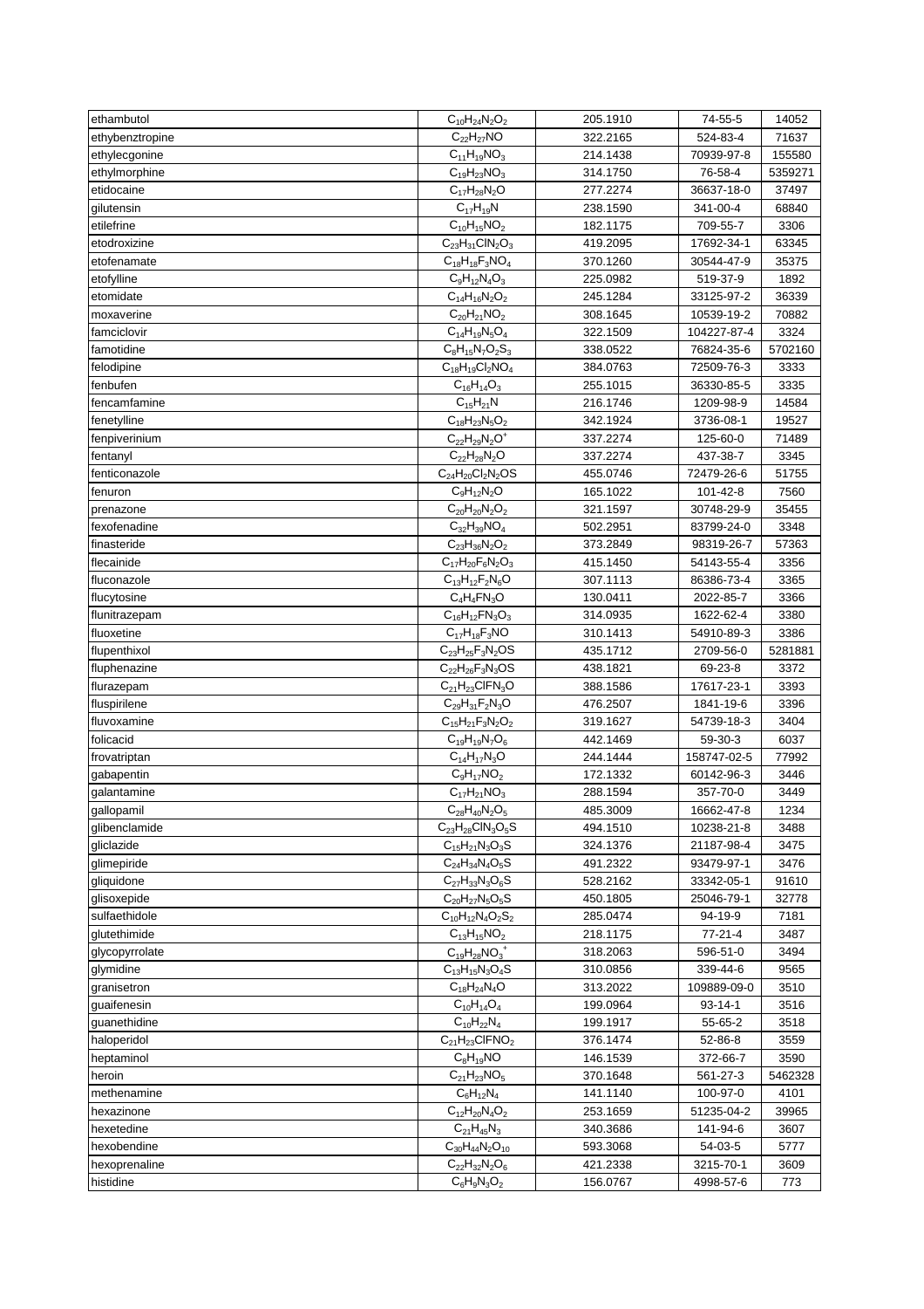| ethambutol | $C_{10}H_{24}N_2O_2$ | 205.1910 | 74-55-5 | 14052 |
|---|---|---|---|---|
| ethybenztropine | $C_{22}H_{27}NO$ | 322.2165 | 524-83-4 | 71637 |
| ethylecgonine | $C_{11}H_{19}NO_3$ | 214.1438 | 70939-97-8 | 155580 |
| ethylmorphine | $C_{19}H_{23}NO_3$ | 314.1750 | 76-58-4 | 5359271 |
| etidocaine | $C_{17}H_{28}N_2O$ | 277.2274 | 36637-18-0 | 37497 |
| gilutensin | $C_{17}H_{19}N$ | 238.1590 | 341-00-4 | 68840 |
| etilefrine | $C_{10}H_{15}NO_2$ | 182.1175 | 709-55-7 | 3306 |
| etodroxizine | $C_{23}H_{31}ClN_2O_3$ | 419.2095 | 17692-34-1 | 63345 |
| etofenamate | $C_{18}H_{18}F_3NO_4$ | 370.1260 | 30544-47-9 | 35375 |
| etofylline | $C_9H_{12}N_4O_3$ | 225.0982 | 519-37-9 | 1892 |
| etomidate | $C_{14}H_{16}N_2O_2$ | 245.1284 | 33125-97-2 | 36339 |
| moxaverine | $C_{20}H_{21}NO_2$ | 308.1645 | 10539-19-2 | 70882 |
| famciclovir | $C_{14}H_{19}N_5O_4$ | 322.1509 | 104227-87-4 | 3324 |
| famotidine | $C_8H_{15}N_7O_2S_3$ | 338.0522 | 76824-35-6 | 5702160 |
| felodipine | $C_{18}H_{19}Cl_2NO_4$ | 384.0763 | 72509-76-3 | 3333 |
| fenbufen | $C_{16}H_{14}O_3$ | 255.1015 | 36330-85-5 | 3335 |
| fencamfamine | $C_{15}H_{21}N$ | 216.1746 | 1209-98-9 | 14584 |
| fenetylline | $C_{18}H_{23}N_5O_2$ | 342.1924 | 3736-08-1 | 19527 |
| fenpiverinium | $C_{22}H_{29}N_2O^+$ | 337.2274 | 125-60-0 | 71489 |
| fentanyl | $C_{22}H_{28}N_2O$ | 337.2274 | 437-38-7 | 3345 |
| fenticonazole | $C_{24}H_{20}Cl_2N_2OS$ | 455.0746 | 72479-26-6 | 51755 |
| fenuron | $C_9H_{12}N_2O$ | 165.1022 | 101-42-8 | 7560 |
| prenazone | $C_{20}H_{20}N_2O_2$ | 321.1597 | 30748-29-9 | 35455 |
| fexofenadine | $C_{32}H_{39}NO_4$ | 502.2951 | 83799-24-0 | 3348 |
| finasteride | $C_{23}H_{36}N_2O_2$ | 373.2849 | 98319-26-7 | 57363 |
| flecainide | $C_{17}H_{20}F_6N_2O_3$ | 415.1450 | 54143-55-4 | 3356 |
| fluconazole | $C_{13}H_{12}F_2N_6O$ | 307.1113 | 86386-73-4 | 3365 |
| flucytosine | $C_4H_4FN_3O$ | 130.0411 | 2022-85-7 | 3366 |
| flunitrazepam | $C_{16}H_{12}FN_3O_3$ | 314.0935 | 1622-62-4 | 3380 |
| fluoxetine | $C_{17}H_{18}F_3NO$ | 310.1413 | 54910-89-3 | 3386 |
| flupenthixol | $C_{23}H_{25}F_3N_2OS$ | 435.1712 | 2709-56-0 | 5281881 |
| fluphenazine | $C_{22}H_{26}F_3N_3OS$ | 438.1821 | 69-23-8 | 3372 |
| flurazepam | $C_{21}H_{23}ClFN_3O$ | 388.1586 | 17617-23-1 | 3393 |
| fluspirilene | $C_{29}H_{31}F_2N_3O$ | 476.2507 | 1841-19-6 | 3396 |
| fluvoxamine | $C_{15}H_{21}F_3N_2O_2$ | 319.1627 | 54739-18-3 | 3404 |
| folicacid | $C_{19}H_{19}N_7O_6$ | 442.1469 | 59-30-3 | 6037 |
| frovatriptan | $C_{14}H_{17}N_3O$ | 244.1444 | 158747-02-5 | 77992 |
| gabapentin | $C_9H_{17}NO_2$ | 172.1332 | 60142-96-3 | 3446 |
| galantamine | $C_{17}H_{21}NO_3$ | 288.1594 | 357-70-0 | 3449 |
| gallopamil | $C_{28}H_{40}N_2O_5$ | 485.3009 | 16662-47-8 | 1234 |
| glibenclamide | $C_{23}H_{28}ClN_3O_5S$ | 494.1510 | 10238-21-8 | 3488 |
| gliclazide | $C_{15}H_{21}N_3O_3S$ | 324.1376 | 21187-98-4 | 3475 |
| glimepiride | $C_{24}H_{34}N_4O_5S$ | 491.2322 | 93479-97-1 | 3476 |
| gliquidone | $C_{27}H_{33}N_3O_6S$ | 528.2162 | 33342-05-1 | 91610 |
| glisoxepide | $C_{20}H_{27}N_5O_5S$ | 450.1805 | 25046-79-1 | 32778 |
| sulfaethidole | $C_{10}H_{12}N_4O_2S_2$ | 285.0474 | 94-19-9 | 7181 |
| glutethimide | $C_{13}H_{15}NO_2$ | 218.1175 | 77-21-4 | 3487 |
| glycopyrrolate | $C_{19}H_{28}NO_3^+$ | 318.2063 | 596-51-0 | 3494 |
| glymidine | $C_{13}H_{15}N_3O_4S$ | 310.0856 | 339-44-6 | 9565 |
| granisetron | $C_{18}H_{24}N_4O$ | 313.2022 | 109889-09-0 | 3510 |
| guaifenesin | $C_{10}H_{14}O_4$ | 199.0964 | 93-14-1 | 3516 |
| guanethidine | $C_{10}H_{22}N_4$ | 199.1917 | 55-65-2 | 3518 |
| haloperidol | $C_{21}H_{23}ClFNO_2$ | 376.1474 | 52-86-8 | 3559 |
| heptaminol | $C_8H_{19}NO$ | 146.1539 | 372-66-7 | 3590 |
| heroin | $C_{21}H_{23}NO_5$ | 370.1648 | 561-27-3 | 5462328 |
| methenamine | $C_6H_{12}N_4$ | 141.1140 | 100-97-0 | 4101 |
| hexazinone | $C_{12}H_{20}N_4O_2$ | 253.1659 | 51235-04-2 | 39965 |
| hexetedine | $C_{21}H_{45}N_3$ | 340.3686 | 141-94-6 | 3607 |
| hexobendine | $C_{30}H_{44}N_2O_{10}$ | 593.3068 | 54-03-5 | 5777 |
| hexoprenaline | $C_{22}H_{32}N_2O_6$ | 421.2338 | 3215-70-1 | 3609 |
| histidine | $C_6H_9N_3O_2$ | 156.0767 | 4998-57-6 | 773 |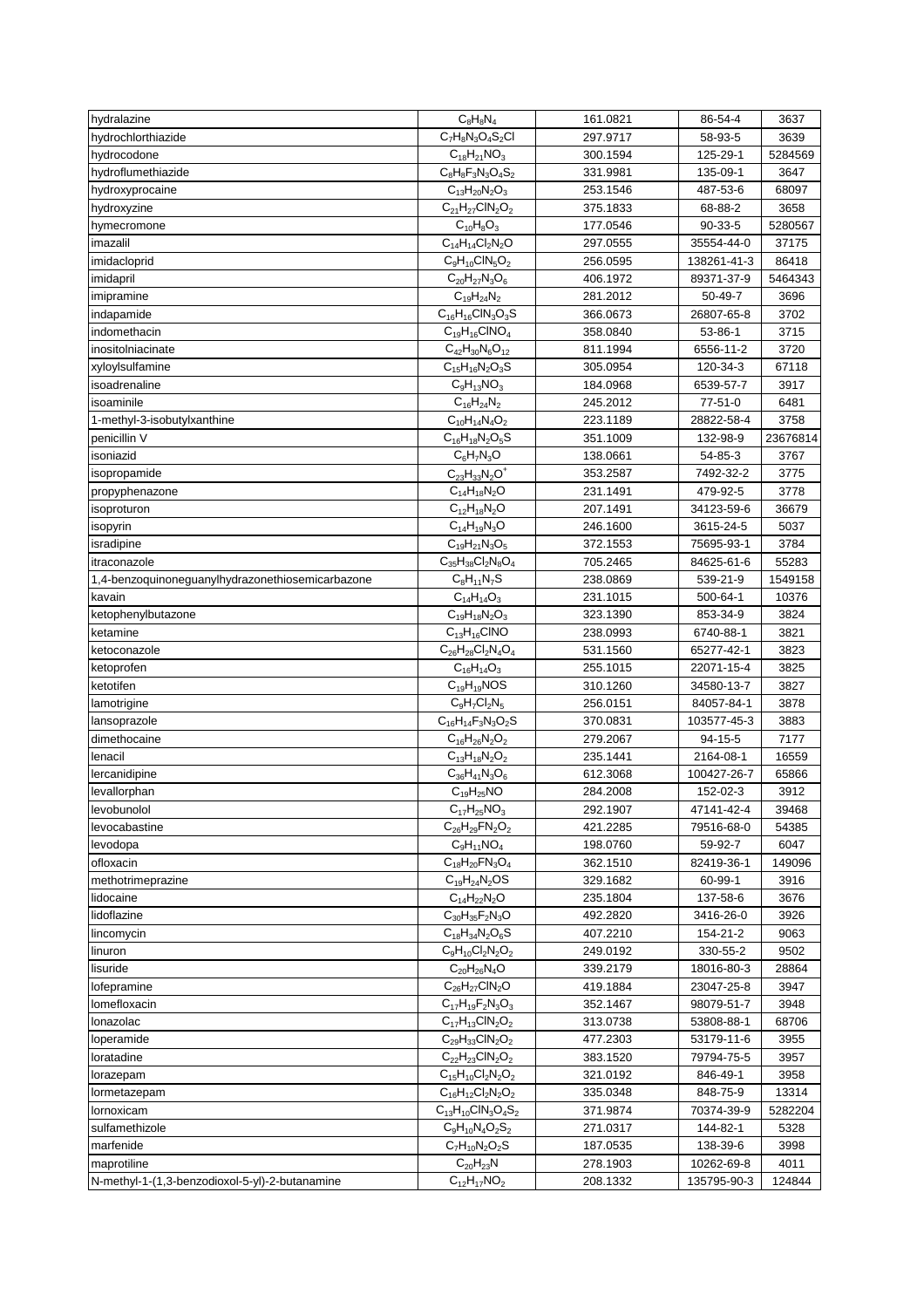| hydralazine | $C_8H_8N_4$ | 161.0821 | 86-54-4 | 3637 |
|---|---|---|---|---|
| hydrochlorthiazide | $C_7H_8N_3O_4S_2Cl$ | 297.9717 | 58-93-5 | 3639 |
| hydrocodone | $C_{18}H_{21}NO_3$ | 300.1594 | 125-29-1 | 5284569 |
| hydroflumethiazide | $C_8H_8F_3N_3O_4S_2$ | 331.9981 | 135-09-1 | 3647 |
| hydroxyprocaine | $C_{13}H_{20}N_2O_3$ | 253.1546 | 487-53-6 | 68097 |
| hydroxyzine | $C_{21}H_{27}ClN_2O_2$ | 375.1833 | 68-88-2 | 3658 |
| hymecromone | $C_{10}H_8O_3$ | 177.0546 | 90-33-5 | 5280567 |
| imazalil | $C_{14}H_{14}Cl_2N_2O$ | 297.0555 | 35554-44-0 | 37175 |
| imidacloprid | $C_9H_{10}ClN_5O_2$ | 256.0595 | 138261-41-3 | 86418 |
| imidapril | $C_{20}H_{27}N_3O_6$ | 406.1972 | 89371-37-9 | 5464343 |
| imipramine | $C_{19}H_{24}N_2$ | 281.2012 | 50-49-7 | 3696 |
| indapamide | $C_{16}H_{16}ClN_3O_3S$ | 366.0673 | 26807-65-8 | 3702 |
| indomethacin | $C_{19}H_{16}ClNO_4$ | 358.0840 | 53-86-1 | 3715 |
| inositolniacinate | $C_{42}H_{30}N_6O_{12}$ | 811.1994 | 6556-11-2 | 3720 |
| xyloylsulfamine | $C_{15}H_{16}N_2O_3S$ | 305.0954 | 120-34-3 | 67118 |
| isoadrenaline | $C_9H_{13}NO_3$ | 184.0968 | 6539-57-7 | 3917 |
| isoaminile | $C_{16}H_{24}N_2$ | 245.2012 | 77-51-0 | 6481 |
| 1-methyl-3-isobutylxanthine | $C_{10}H_{14}N_4O_2$ | 223.1189 | 28822-58-4 | 3758 |
| penicillin V | $C_{16}H_{18}N_2O_5S$ | 351.1009 | 132-98-9 | 23676814 |
| isoniazid | $C_6H_7N_3O$ | 138.0661 | 54-85-3 | 3767 |
| isopropamide | $C_{23}H_{33}N_2O^+$ | 353.2587 | 7492-32-2 | 3775 |
| propyphenazone | $C_{14}H_{18}N_2O$ | 231.1491 | 479-92-5 | 3778 |
| isoproturon | $C_{12}H_{18}N_2O$ | 207.1491 | 34123-59-6 | 36679 |
| isopyrin | $C_{14}H_{19}N_3O$ | 246.1600 | 3615-24-5 | 5037 |
| isradipine | $C_{19}H_{21}N_3O_5$ | 372.1553 | 75695-93-1 | 3784 |
| itraconazole | $C_{35}H_{38}Cl_2N_8O_4$ | 705.2465 | 84625-61-6 | 55283 |
| 1,4-benzoquinoneguanylhydrazonethiosemicarbazone | $C_8H_{11}N_7S$ | 238.0869 | 539-21-9 | 1549158 |
| kavain | $C_{14}H_{14}O_3$ | 231.1015 | 500-64-1 | 10376 |
| ketophenylbutazone | $C_{19}H_{18}N_2O_3$ | 323.1390 | 853-34-9 | 3824 |
| ketamine | $C_{13}H_{16}ClNO$ | 238.0993 | 6740-88-1 | 3821 |
| ketoconazole | $C_{26}H_{28}Cl_2N_4O_4$ | 531.1560 | 65277-42-1 | 3823 |
| ketoprofen | $C_{16}H_{14}O_3$ | 255.1015 | 22071-15-4 | 3825 |
| ketotifen | $C_{19}H_{19}NOS$ | 310.1260 | 34580-13-7 | 3827 |
| lamotrigine | $C_9H_7Cl_2N_5$ | 256.0151 | 84057-84-1 | 3878 |
| lansoprazole | $C_{16}H_{14}F_3N_3O_2S$ | 370.0831 | 103577-45-3 | 3883 |
| dimethocaine | $C_{16}H_{26}N_2O_2$ | 279.2067 | 94-15-5 | 7177 |
| lenacil | $C_{13}H_{18}N_2O_2$ | 235.1441 | 2164-08-1 | 16559 |
| lercanidipine | $C_{36}H_{41}N_3O_6$ | 612.3068 | 100427-26-7 | 65866 |
| levallorphan | $C_{19}H_{25}NO$ | 284.2008 | 152-02-3 | 3912 |
| levobunolol | $C_{17}H_{25}NO_3$ | 292.1907 | 47141-42-4 | 39468 |
| levocabastine | $C_{26}H_{29}FN_2O_2$ | 421.2285 | 79516-68-0 | 54385 |
| levodopa | $C_9H_{11}NO_4$ | 198.0760 | 59-92-7 | 6047 |
| ofloxacin | $C_{18}H_{20}FN_3O_4$ | 362.1510 | 82419-36-1 | 149096 |
| methotrimeprazine | $C_{19}H_{24}N_2OS$ | 329.1682 | 60-99-1 | 3916 |
| lidocaine | $C_{14}H_{22}N_2O$ | 235.1804 | 137-58-6 | 3676 |
| lidoflazine | $C_{30}H_{35}F_2N_3O$ | 492.2820 | 3416-26-0 | 3926 |
| lincomycin | $C_{18}H_{34}N_2O_6S$ | 407.2210 | 154-21-2 | 9063 |
| linuron | $C_9H_{10}Cl_2N_2O_2$ | 249.0192 | 330-55-2 | 9502 |
| lisuride | $C_{20}H_{26}N_4O$ | 339.2179 | 18016-80-3 | 28864 |
| lofepramine | $C_{26}H_{27}ClN_2O$ | 419.1884 | 23047-25-8 | 3947 |
| lomefloxacin | $C_{17}H_{19}F_2N_3O_3$ | 352.1467 | 98079-51-7 | 3948 |
| lonazolac | $C_{17}H_{13}ClN_2O_2$ | 313.0738 | 53808-88-1 | 68706 |
| loperamide | $C_{29}H_{33}ClN_2O_2$ | 477.2303 | 53179-11-6 | 3955 |
| loratadine | $C_{22}H_{23}ClN_2O_2$ | 383.1520 | 79794-75-5 | 3957 |
| lorazepam | $C_{15}H_{10}Cl_2N_2O_2$ | 321.0192 | 846-49-1 | 3958 |
| lormetazepam | $C_{16}H_{12}Cl_2N_2O_2$ | 335.0348 | 848-75-9 | 13314 |
| lornoxicam | $C_{13}H_{10}ClN_3O_4S_2$ | 371.9874 | 70374-39-9 | 5282204 |
| sulfamethizole | $C_9H_{10}N_4O_2S_2$ | 271.0317 | 144-82-1 | 5328 |
| marfenide | $C_7H_{10}N_2O_2S$ | 187.0535 | 138-39-6 | 3998 |
| maprotiline | $C_{20}H_{23}N$ | 278.1903 | 10262-69-8 | 4011 |
| N-methyl-1-(1,3-benzodioxol-5-yl)-2-butanamine | $C_{12}H_{17}NO_2$ | 208.1332 | 135795-90-3 | 124844 |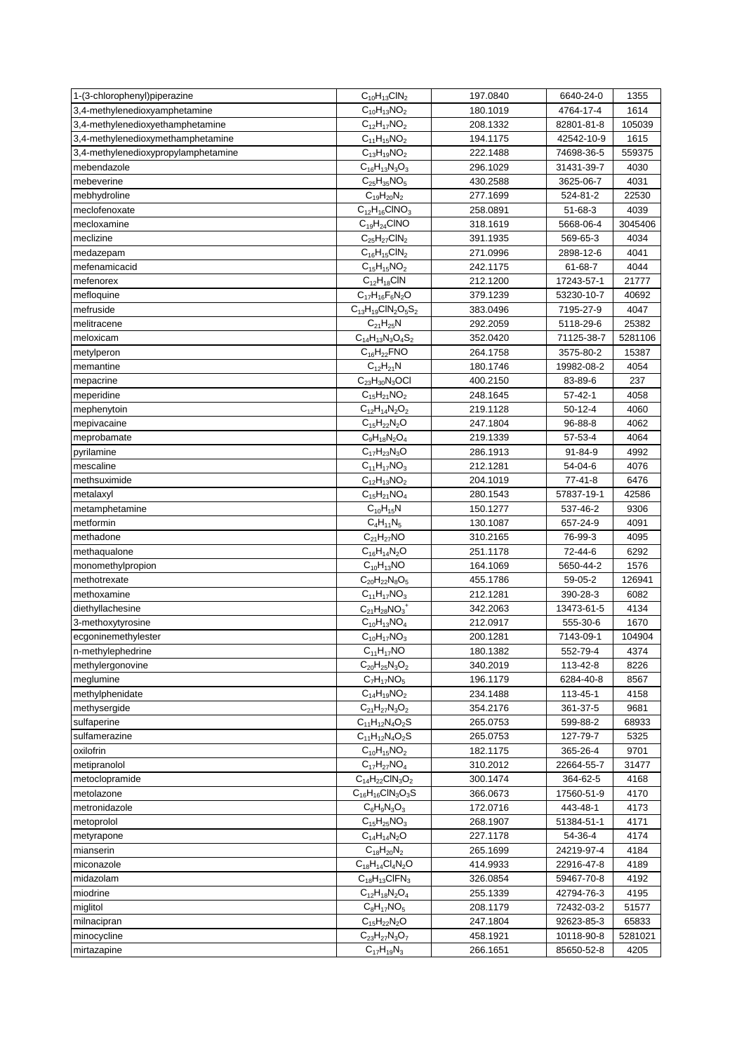| 1-(3-chlorophenyl)piperazine | $C_{10}H_{13}ClN_2$ | 197.0840 | 6640-24-0 | 1355 |
|---|---|---|---|---|
| 3,4-methylenedioxyamphetamine | $C_{10}H_{13}NO_2$ | 180.1019 | 4764-17-4 | 1614 |
| 3,4-methylenedioxyethamphetamine | $C_{12}H_{17}NO_2$ | 208.1332 | 82801-81-8 | 105039 |
| 3,4-methylenedioxymethamphetamine | $C_{11}H_{15}NO_2$ | 194.1175 | 42542-10-9 | 1615 |
| 3,4-methylenedioxypropylamphetamine | $C_{13}H_{19}NO_2$ | 222.1488 | 74698-36-5 | 559375 |
| mebendazole | $C_{16}H_{13}N_3O_3$ | 296.1029 | 31431-39-7 | 4030 |
| mebeverine | $C_{25}H_{35}NO_5$ | 430.2588 | 3625-06-7 | 4031 |
| mebhydroline | $C_{19}H_{20}N_2$ | 277.1699 | 524-81-2 | 22530 |
| meclofenoxate | $C_{12}H_{16}ClNO_3$ | 258.0891 | 51-68-3 | 4039 |
| mecloxamine | $C_{19}H_{24}ClNO$ | 318.1619 | 5668-06-4 | 3045406 |
| meclizine | $C_{25}H_{27}ClN_2$ | 391.1935 | 569-65-3 | 4034 |
| medazepam | $C_{16}H_{15}ClN_2$ | 271.0996 | 2898-12-6 | 4041 |
| mefenamicacid | $C_{15}H_{15}NO_2$ | 242.1175 | 61-68-7 | 4044 |
| mefenorex | $C_{12}H_{18}ClN$ | 212.1200 | 17243-57-1 | 21777 |
| mefloquine | $C_{17}H_{16}F_6N_2O$ | 379.1239 | 53230-10-7 | 40692 |
| mefruside | $C_{13}H_{19}ClN_2O_5S_2$ | 383.0496 | 7195-27-9 | 4047 |
| melitracene | $C_{21}H_{25}N$ | 292.2059 | 5118-29-6 | 25382 |
| meloxicam | $C_{14}H_{13}N_3O_4S_2$ | 352.0420 | 71125-38-7 | 5281106 |
| metylperon | $C_{16}H_{22}FNO$ | 264.1758 | 3575-80-2 | 15387 |
| memantine | $C_{12}H_{21}N$ | 180.1746 | 19982-08-2 | 4054 |
| mepacrine | $C_{23}H_{30}N_3OCl$ | 400.2150 | 83-89-6 | 237 |
| meperidine | $C_{15}H_{21}NO_2$ | 248.1645 | 57-42-1 | 4058 |
| mephenytoin | $C_{12}H_{14}N_2O_2$ | 219.1128 | 50-12-4 | 4060 |
| mepivacaine | $C_{15}H_{22}N_2O$ | 247.1804 | 96-88-8 | 4062 |
| meprobamate | $C_9H_{18}N_2O_4$ | 219.1339 | 57-53-4 | 4064 |
| pyrilamine | $C_{17}H_{23}N_3O$ | 286.1913 | 91-84-9 | 4992 |
| mescaline | $C_{11}H_{17}NO_3$ | 212.1281 | 54-04-6 | 4076 |
| methsuximide | $C_{12}H_{13}NO_2$ | 204.1019 | 77-41-8 | 6476 |
| metalaxyl | $C_{15}H_{21}NO_4$ | 280.1543 | 57837-19-1 | 42586 |
| metamphetamine | $C_{10}H_{15}N$ | 150.1277 | 537-46-2 | 9306 |
| metformin | $C_4H_{11}N_5$ | 130.1087 | 657-24-9 | 4091 |
| methadone | $C_{21}H_{27}NO$ | 310.2165 | 76-99-3 | 4095 |
| methaqualone | $C_{16}H_{14}N_2O$ | 251.1178 | 72-44-6 | 6292 |
| monomethylpropion | $C_{10}H_{13}NO$ | 164.1069 | 5650-44-2 | 1576 |
| methotrexate | $C_{20}H_{22}N_8O_5$ | 455.1786 | 59-05-2 | 126941 |
| methoxamine | $C_{11}H_{17}NO_3$ | 212.1281 | 390-28-3 | 6082 |
| diethyllachesine | $C_{21}H_{28}NO_3^+$ | 342.2063 | 13473-61-5 | 4134 |
| 3-methoxytyrosine | $C_{10}H_{13}NO_4$ | 212.0917 | 555-30-6 | 1670 |
| ecgoninemethylester | $C_{10}H_{17}NO_3$ | 200.1281 | 7143-09-1 | 104904 |
| n-methylephedrine | $C_{11}H_{17}NO$ | 180.1382 | 552-79-4 | 4374 |
| methylergonovine | $C_{20}H_{25}N_3O_2$ | 340.2019 | 113-42-8 | 8226 |
| meglumine | $C_7H_{17}NO_5$ | 196.1179 | 6284-40-8 | 8567 |
| methylphenidate | $C_{14}H_{19}NO_2$ | 234.1488 | 113-45-1 | 4158 |
| methysergide | $C_{21}H_{27}N_3O_2$ | 354.2176 | 361-37-5 | 9681 |
| sulfaperine | $C_{11}H_{12}N_4O_2S$ | 265.0753 | 599-88-2 | 68933 |
| sulfamerazine | $C_{11}H_{12}N_4O_2S$ | 265.0753 | 127-79-7 | 5325 |
| oxilofrin | $C_{10}H_{15}NO_2$ | 182.1175 | 365-26-4 | 9701 |
| metipranolol | $C_{17}H_{27}NO_4$ | 310.2012 | 22664-55-7 | 31477 |
| metoclopramide | $C_{14}H_{22}ClN_3O_2$ | 300.1474 | 364-62-5 | 4168 |
| metolazone | $C_{16}H_{16}ClN_3O_3S$ | 366.0673 | 17560-51-9 | 4170 |
| metronidazole | $C_6H_9N_3O_3$ | 172.0716 | 443-48-1 | 4173 |
| metoprolol | $C_{15}H_{25}NO_3$ | 268.1907 | 51384-51-1 | 4171 |
| metyrapone | $C_{14}H_{14}N_2O$ | 227.1178 | 54-36-4 | 4174 |
| mianserin | $C_{18}H_{20}N_2$ | 265.1699 | 24219-97-4 | 4184 |
| miconazole | $C_{18}H_{14}Cl_4N_2O$ | 414.9933 | 22916-47-8 | 4189 |
| midazolam | $C_{18}H_{13}ClFN_3$ | 326.0854 | 59467-70-8 | 4192 |
| miodrine | $C_{12}H_{18}N_2O_4$ | 255.1339 | 42794-76-3 | 4195 |
| miglitol | $C_8H_{17}NO_5$ | 208.1179 | 72432-03-2 | 51577 |
| milnacipran | $C_{15}H_{22}N_2O$ | 247.1804 | 92623-85-3 | 65833 |
| minocycline | $C_{23}H_{27}N_3O_7$ | 458.1921 | 10118-90-8 | 5281021 |
| mirtazapine | $C_{17}H_{19}N_3$ | 266.1651 | 85650-52-8 | 4205 |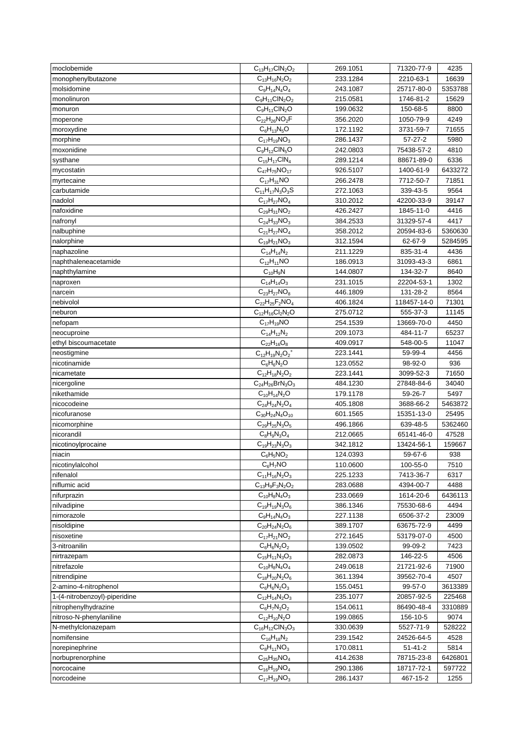| moclobemide | $C_{13}H_{17}ClN_2O_2$ | 269.1051 | 71320-77-9 | 4235 |
|---|---|---|---|---|
| monophenylbutazone | $C_{13}H_{16}N_2O_2$ | 233.1284 | 2210-63-1 | 16639 |
| molsidomine | $C_9H_{14}N_4O_4$ | 243.1087 | 25717-80-0 | 5353788 |
| monolinuron | $C_9H_{11}ClN_2O_2$ | 215.0581 | 1746-81-2 | 15629 |
| monuron | $C_9H_{11}ClN_2O$ | 199.0632 | 150-68-5 | 8800 |
| moperone | $C_{22}H_{26}NO_2F$ | 356.2020 | 1050-79-9 | 4249 |
| moroxydine | $C_6H_{13}N_5O$ | 172.1192 | 3731-59-7 | 71655 |
| morphine | $C_{17}H_{19}NO_3$ | 286.1437 | 57-27-2 | 5980 |
| moxonidine | $C_9H_{12}ClN_5O$ | 242.0803 | 75438-57-2 | 4810 |
| systhane | $C_{15}H_{17}ClN_4$ | 289.1214 | 88671-89-0 | 6336 |
| mycostatin | $C_{47}H_{75}NO_{17}$ | 926.5107 | 1400-61-9 | 6433272 |
| myrtecaine | $C_{17}H_{31}NO$ | 266.2478 | 7712-50-7 | 71851 |
| carbutamide | $C_{11}H_{17}N_3O_3S$ | 272.1063 | 339-43-5 | 9564 |
| nadolol | $C_{17}H_{27}NO_4$ | 310.2012 | 42200-33-9 | 39147 |
| nafoxidine | $C_{29}H_{31}NO_2$ | 426.2427 | 1845-11-0 | 4416 |
| nafronyl | $C_{24}H_{33}NO_3$ | 384.2533 | 31329-57-4 | 4417 |
| nalbuphine | $C_{21}H_{27}NO_4$ | 358.2012 | 20594-83-6 | 5360630 |
| nalorphine | $C_{19}H_{21}NO_3$ | 312.1594 | 62-67-9 | 5284595 |
| naphazoline | $C_{14}H_{14}N_2$ | 211.1229 | 835-31-4 | 4436 |
| naphthaleneacetamide | $C_{12}H_{11}NO$ | 186.0913 | 31093-43-3 | 6861 |
| naphthylamine | $C_{10}H_9N$ | 144.0807 | 134-32-7 | 8640 |
| naproxen | $C_{14}H_{14}O_3$ | 231.1015 | 22204-53-1 | 1302 |
| narcein | $C_{23}H_{27}NO_8$ | 446.1809 | 131-28-2 | 8564 |
| nebivolol | $C_{22}H_{25}F_2NO_4$ | 406.1824 | 118457-14-0 | 71301 |
| neburon | $C_{12}H_{16}Cl_2N_2O$ | 275.0712 | 555-37-3 | 11145 |
| nefopam | $C_{17}H_{19}NO$ | 254.1539 | 13669-70-0 | 4450 |
| neocuproine | $C_{14}H_{12}N_2$ | 209.1073 | 484-11-7 | 65237 |
| ethyl biscoumacetate | $C_{22}H_{16}O_8$ | 409.0917 | 548-00-5 | 11047 |
| neostigmine | $C_{12}H_{19}N_2O_2^+$ | 223.1441 | 59-99-4 | 4456 |
| nicotinamide | $C_6H_6N_2O$ | 123.0552 | 98-92-0 | 936 |
| nicametate | $C_{12}H_{18}N_2O_2$ | 223.1441 | 3099-52-3 | 71650 |
| nicergoline | $C_{24}H_{26}BrN_3O_3$ | 484.1230 | 27848-84-6 | 34040 |
| nikethamide | $C_{10}H_{14}N_2O$ | 179.1178 | 59-26-7 | 5497 |
| nicocodeine | $C_{24}H_{24}N_2O_4$ | 405.1808 | 3688-66-2 | 5463872 |
| nicofuranose | $C_{30}H_{24}N_4O_{10}$ | 601.1565 | 15351-13-0 | 25495 |
| nicomorphine | $C_{29}H_{25}N_3O_5$ | 496.1866 | 639-48-5 | 5362460 |
| nicorandil | $C_8H_9N_3O_4$ | 212.0665 | 65141-46-0 | 47528 |
| nicotinoylprocaine | $C_{19}H_{23}N_3O_3$ | 342.1812 | 13424-56-1 | 159667 |
| niacin | $C_6H_5NO_2$ | 124.0393 | 59-67-6 | 938 |
| nicotinylalcohol | $C_6H_7NO$ | 110.0600 | 100-55-0 | 7510 |
| nifenalol | $C_{11}H_{16}N_2O_3$ | 225.1233 | 7413-36-7 | 6317 |
| niflumic acid | $C_{13}H_9F_3N_2O_2$ | 283.0688 | 4394-00-7 | 4488 |
| nifurprazin | $C_{10}H_8N_4O_3$ | 233.0669 | 1614-20-6 | 6436113 |
| nilvadipine | $C_{19}H_{19}N_3O_6$ | 386.1346 | 75530-68-6 | 4494 |
| nimorazole | $C_9H_{14}N_4O_3$ | 227.1138 | 6506-37-2 | 23009 |
| nisoldipine | $C_{20}H_{24}N_2O_6$ | 389.1707 | 63675-72-9 | 4499 |
| nisoxetine | $C_{17}H_{21}NO_2$ | 272.1645 | 53179-07-0 | 4500 |
| 3-nitroanilin | $C_6H_6N_2O_2$ | 139.0502 | 99-09-2 | 7423 |
| nirtrazepam | $C_{15}H_{11}N_3O_3$ | 282.0873 | 146-22-5 | 4506 |
| nitrefazole | $C_{10}H_8N_4O_4$ | 249.0618 | 21721-92-6 | 71900 |
| nitrendipine | $C_{18}H_{20}N_2O_6$ | 361.1394 | 39562-70-4 | 4507 |
| 2-amino-4-nitrophenol | $C_6H_6N_2O_3$ | 155.0451 | 99-57-0 | 3613389 |
| 1-(4-nitrobenzoyl)-piperidine | $C_{12}H_{14}N_2O_3$ | 235.1077 | 20857-92-5 | 225468 |
| nitrophenylhydrazine | $C_6H_7N_3O_2$ | 154.0611 | 86490-48-4 | 3310889 |
| nitroso-N-phenylaniline | $C_{12}H_{10}N_2O$ | 199.0865 | 156-10-5 | 9074 |
| N-methylclonazepam | $C_{16}H_{12}ClN_3O_3$ | 330.0639 | 5527-71-9 | 528222 |
| nomifensine | $C_{16}H_{18}N_2$ | 239.1542 | 24526-64-5 | 4528 |
| norepinephrine | $C_8H_{11}NO_3$ | 170.0811 | 51-41-2 | 5814 |
| norbuprenorphine | $C_{25}H_{35}NO_4$ | 414.2638 | 78715-23-8 | 6426801 |
| norcocaine | $C_{16}H_{19}NO_4$ | 290.1386 | 18717-72-1 | 597722 |
| norcodeine | $C_{17}H_{19}NO_3$ | 286.1437 | 467-15-2 | 1255 |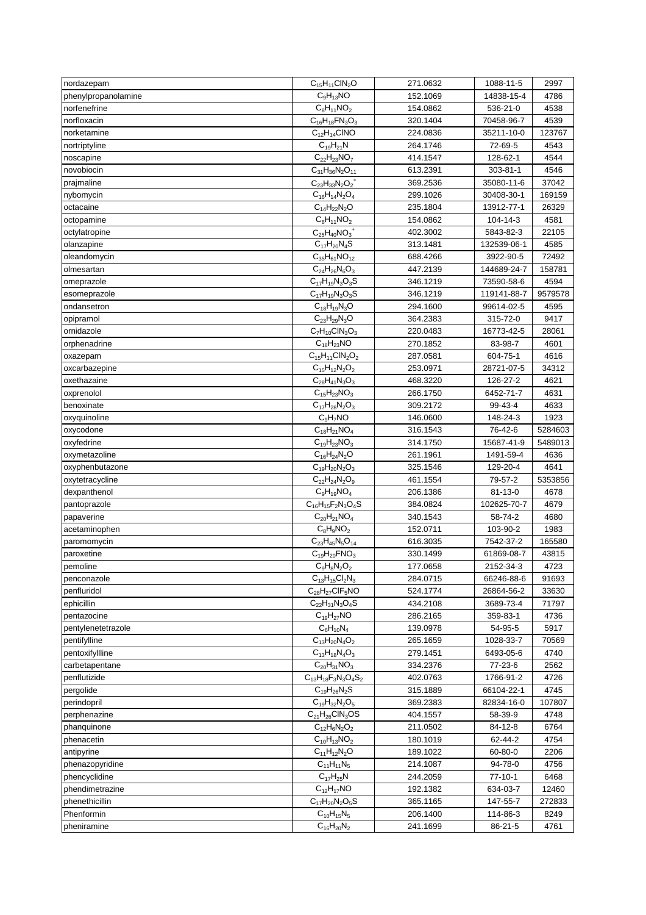| | | | | |
|---|---|---|---|---|
| nordazepam | $C_{15}H_{11}ClN_2O$ | 271.0632 | 1088-11-5 | 2997 |
| phenylpropanolamine | $C_9H_{13}NO$ | 152.1069 | 14838-15-4 | 4786 |
| norfenefrine | $C_8H_{11}NO_2$ | 154.0862 | 536-21-0 | 4538 |
| norfloxacin | $C_{16}H_{18}FN_3O_3$ | 320.1404 | 70458-96-7 | 4539 |
| norketamine | $C_{12}H_{14}ClNO$ | 224.0836 | 35211-10-0 | 123767 |
| nortriptyline | $C_{19}H_{21}N$ | 264.1746 | 72-69-5 | 4543 |
| noscapine | $C_{22}H_{23}NO_7$ | 414.1547 | 128-62-1 | 4544 |
| novobiocin | $C_{31}H_{36}N_2O_{11}$ | 613.2391 | 303-81-1 | 4546 |
| prajmaline | $C_{23}H_{33}N_2O_2^+$ | 369.2536 | 35080-11-6 | 37042 |
| nybomycin | $C_{16}H_{14}N_2O_4$ | 299.1026 | 30408-30-1 | 169159 |
| octacaine | $C_{14}H_{22}N_2O$ | 235.1804 | 13912-77-1 | 26329 |
| octopamine | $C_8H_{11}NO_2$ | 154.0862 | 104-14-3 | 4581 |
| octylatropine | $C_{25}H_{40}NO_3^+$ | 402.3002 | 5843-82-3 | 22105 |
| olanzapine | $C_{17}H_{20}N_4S$ | 313.1481 | 132539-06-1 | 4585 |
| oleandomycin | $C_{35}H_{61}NO_{12}$ | 688.4266 | 3922-90-5 | 72492 |
| olmesartan | $C_{24}H_{26}N_6O_3$ | 447.2139 | 144689-24-7 | 158781 |
| omeprazole | $C_{17}H_{19}N_3O_3S$ | 346.1219 | 73590-58-6 | 4594 |
| esomeprazole | $C_{17}H_{19}N_3O_3S$ | 346.1219 | 119141-88-7 | 9579578 |
| ondansetron | $C_{18}H_{19}N_3O$ | 294.1600 | 99614-02-5 | 4595 |
| opipramol | $C_{23}H_{29}N_3O$ | 364.2383 | 315-72-0 | 9417 |
| ornidazole | $C_7H_{10}ClN_3O_3$ | 220.0483 | 16773-42-5 | 28061 |
| orphenadrine | $C_{18}H_{23}NO$ | 270.1852 | 83-98-7 | 4601 |
| oxazepam | $C_{15}H_{11}ClN_2O_2$ | 287.0581 | 604-75-1 | 4616 |
| oxcarbazepine | $C_{15}H_{12}N_2O_2$ | 253.0971 | 28721-07-5 | 34312 |
| oxethazaine | $C_{28}H_{41}N_3O_3$ | 468.3220 | 126-27-2 | 4621 |
| oxprenolol | $C_{15}H_{23}NO_3$ | 266.1750 | 6452-71-7 | 4631 |
| benoxinate | $C_{17}H_{28}N_2O_3$ | 309.2172 | 99-43-4 | 4633 |
| oxyquinoline | $C_9H_7NO$ | 146.0600 | 148-24-3 | 1923 |
| oxycodone | $C_{18}H_{21}NO_4$ | 316.1543 | 76-42-6 | 5284603 |
| oxyfedrine | $C_{19}H_{23}NO_3$ | 314.1750 | 15687-41-9 | 5489013 |
| oxymetazoline | $C_{16}H_{24}N_2O$ | 261.1961 | 1491-59-4 | 4636 |
| oxyphenbutazone | $C_{19}H_{20}N_2O_3$ | 325.1546 | 129-20-4 | 4641 |
| oxytetracycline | $C_{22}H_{24}N_2O_9$ | 461.1554 | 79-57-2 | 5353856 |
| dexpanthenol | $C_9H_{19}NO_4$ | 206.1386 | 81-13-0 | 4678 |
| pantoprazole | $C_{16}H_{15}F_2N_3O_4S$ | 384.0824 | 102625-70-7 | 4679 |
| papaverine | $C_{20}H_{21}NO_4$ | 340.1543 | 58-74-2 | 4680 |
| acetaminophen | $C_8H_9NO_2$ | 152.0711 | 103-90-2 | 1983 |
| paromomycin | $C_{23}H_{45}N_5O_{14}$ | 616.3035 | 7542-37-2 | 165580 |
| paroxetine | $C_{19}H_{20}FNO_3$ | 330.1499 | 61869-08-7 | 43815 |
| pemoline | $C_9H_8N_2O_2$ | 177.0658 | 2152-34-3 | 4723 |
| penconazole | $C_{13}H_{15}Cl_2N_3$ | 284.0715 | 66246-88-6 | 91693 |
| penfluridol | $C_{28}H_{27}ClF_5NO$ | 524.1774 | 26864-56-2 | 33630 |
| ephicillin | $C_{22}H_{31}N_3O_4S$ | 434.2108 | 3689-73-4 | 71797 |
| pentazocine | $C_{19}H_{27}NO$ | 286.2165 | 359-83-1 | 4736 |
| pentylenetetrazole | $C_6H_{10}N_4$ | 139.0978 | 54-95-5 | 5917 |
| pentifylline | $C_{13}H_{20}N_4O_2$ | 265.1659 | 1028-33-7 | 70569 |
| pentoxifyllline | $C_{13}H_{18}N_4O_3$ | 279.1451 | 6493-05-6 | 4740 |
| carbetapentane | $C_{20}H_{31}NO_3$ | 334.2376 | 77-23-6 | 2562 |
| penflutizide | $C_{13}H_{18}F_3N_3O_4S_2$ | 402.0763 | 1766-91-2 | 4726 |
| pergolide | $C_{19}H_{26}N_2S$ | 315.1889 | 66104-22-1 | 4745 |
| perindopril | $C_{19}H_{32}N_2O_5$ | 369.2383 | 82834-16-0 | 107807 |
| perphenazine | $C_{21}H_{26}ClN_3OS$ | 404.1557 | 58-39-9 | 4748 |
| phanquinone | $C_{12}H_6N_2O_2$ | 211.0502 | 84-12-8 | 6764 |
| phenacetin | $C_{10}H_{13}NO_2$ | 180.1019 | 62-44-2 | 4754 |
| antipyrine | $C_{11}H_{12}N_2O$ | 189.1022 | 60-80-0 | 2206 |
| phenazopyridine | $C_{11}H_{11}N_5$ | 214.1087 | 94-78-0 | 4756 |
| phencyclidine | $C_{17}H_{25}N$ | 244.2059 | 77-10-1 | 6468 |
| phendimetrazine | $C_{12}H_{17}NO$ | 192.1382 | 634-03-7 | 12460 |
| phenethicillin | $C_{17}H_{20}N_2O_5S$ | 365.1165 | 147-55-7 | 272833 |
| Phenformin | $C_{10}H_{15}N_5$ | 206.1400 | 114-86-3 | 8249 |
| pheniramine | $C_{16}H_{20}N_2$ | 241.1699 | 86-21-5 | 4761 |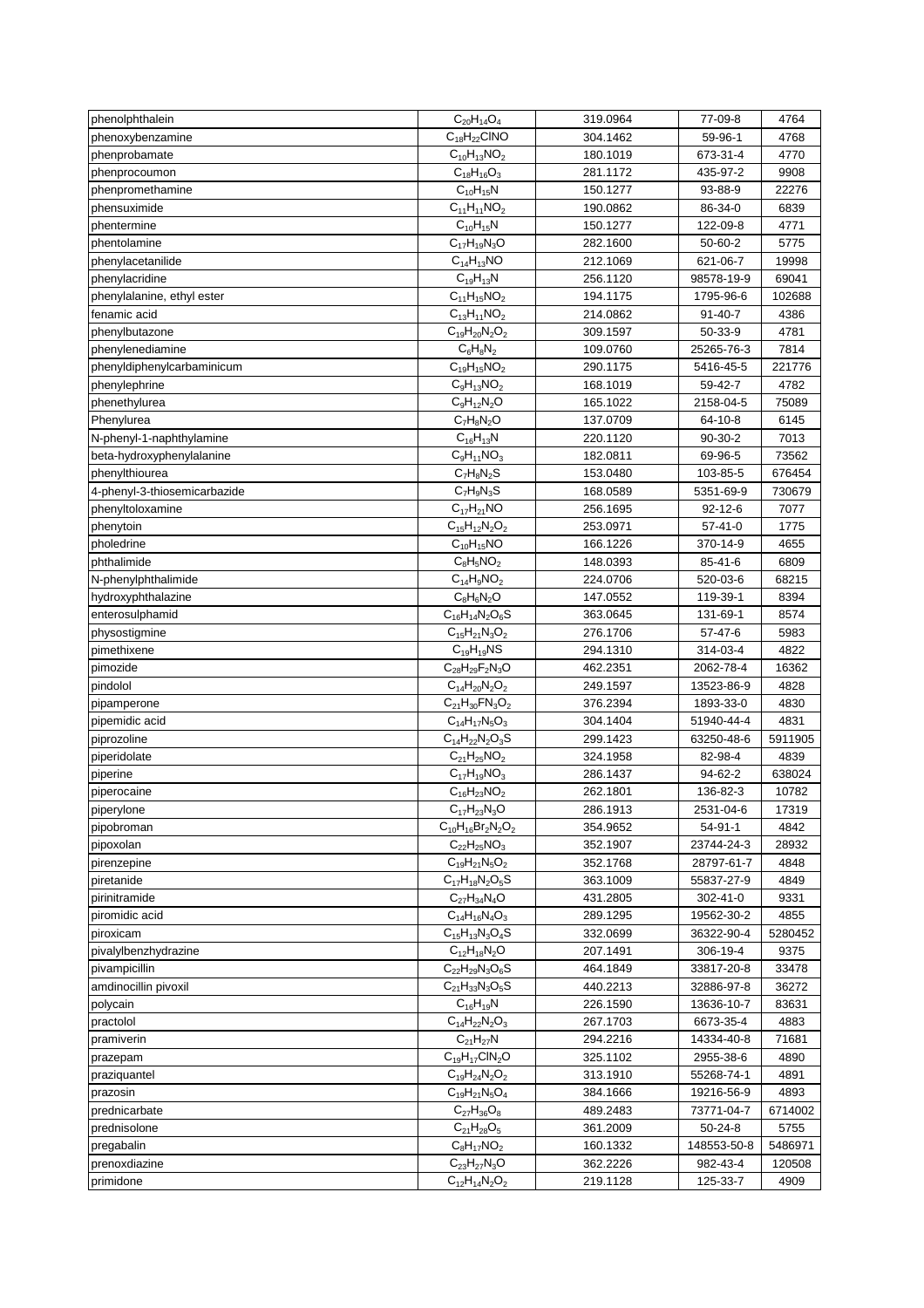| phenolphthalein | $C_{20}H_{14}O_4$ | 319.0964 | 77-09-8 | 4764 |
|---|---|---|---|---|
| phenoxybenzamine | $C_{18}H_{22}ClNO$ | 304.1462 | 59-96-1 | 4768 |
| phenprobamate | $C_{10}H_{13}NO_2$ | 180.1019 | 673-31-4 | 4770 |
| phenprocoumon | $C_{18}H_{16}O_3$ | 281.1172 | 435-97-2 | 9908 |
| phenpromethamine | $C_{10}H_{15}N$ | 150.1277 | 93-88-9 | 22276 |
| phensuximide | $C_{11}H_{11}NO_2$ | 190.0862 | 86-34-0 | 6839 |
| phentermine | $C_{10}H_{15}N$ | 150.1277 | 122-09-8 | 4771 |
| phentolamine | $C_{17}H_{19}N_3O$ | 282.1600 | 50-60-2 | 5775 |
| phenylacetanilide | $C_{14}H_{13}NO$ | 212.1069 | 621-06-7 | 19998 |
| phenylacridine | $C_{19}H_{13}N$ | 256.1120 | 98578-19-9 | 69041 |
| phenylalanine, ethyl ester | $C_{11}H_{15}NO_2$ | 194.1175 | 1795-96-6 | 102688 |
| fenamic acid | $C_{13}H_{11}NO_2$ | 214.0862 | 91-40-7 | 4386 |
| phenylbutazone | $C_{19}H_{20}N_2O_2$ | 309.1597 | 50-33-9 | 4781 |
| phenylenediamine | $C_6H_8N_2$ | 109.0760 | 25265-76-3 | 7814 |
| phenyldiphenylcarbaminicum | $C_{19}H_{15}NO_2$ | 290.1175 | 5416-45-5 | 221776 |
| phenylephrine | $C_9H_{13}NO_2$ | 168.1019 | 59-42-7 | 4782 |
| phenethylurea | $C_9H_{12}N_2O$ | 165.1022 | 2158-04-5 | 75089 |
| Phenylurea | $C_7H_8N_2O$ | 137.0709 | 64-10-8 | 6145 |
| N-phenyl-1-naphthylamine | $C_{16}H_{13}N$ | 220.1120 | 90-30-2 | 7013 |
| beta-hydroxyphenylalanine | $C_9H_{11}NO_3$ | 182.0811 | 69-96-5 | 73562 |
| phenylthiourea | $C_7H_8N_2S$ | 153.0480 | 103-85-5 | 676454 |
| 4-phenyl-3-thiosemicarbazide | $C_7H_9N_3S$ | 168.0589 | 5351-69-9 | 730679 |
| phenyltoloxamine | $C_{17}H_{21}NO$ | 256.1695 | 92-12-6 | 7077 |
| phenytoin | $C_{15}H_{12}N_2O_2$ | 253.0971 | 57-41-0 | 1775 |
| pholedrine | $C_{10}H_{15}NO$ | 166.1226 | 370-14-9 | 4655 |
| phthalimide | $C_8H_5NO_2$ | 148.0393 | 85-41-6 | 6809 |
| N-phenylphthalimide | $C_{14}H_9NO_2$ | 224.0706 | 520-03-6 | 68215 |
| hydroxyphthalazine | $C_8H_6N_2O$ | 147.0552 | 119-39-1 | 8394 |
| enterosulphamid | $C_{16}H_{14}N_2O_6S$ | 363.0645 | 131-69-1 | 8574 |
| physostigmine | $C_{15}H_{21}N_3O_2$ | 276.1706 | 57-47-6 | 5983 |
| pimethixene | $C_{19}H_{19}NS$ | 294.1310 | 314-03-4 | 4822 |
| pimozide | $C_{28}H_{29}F_2N_3O$ | 462.2351 | 2062-78-4 | 16362 |
| pindolol | $C_{14}H_{20}N_2O_2$ | 249.1597 | 13523-86-9 | 4828 |
| pipamperone | $C_{21}H_{30}FN_3O_2$ | 376.2394 | 1893-33-0 | 4830 |
| pipemidic acid | $C_{14}H_{17}N_5O_3$ | 304.1404 | 51940-44-4 | 4831 |
| piprozoline | $C_{14}H_{22}N_2O_3S$ | 299.1423 | 63250-48-6 | 5911905 |
| piperidolate | $C_{21}H_{25}NO_2$ | 324.1958 | 82-98-4 | 4839 |
| piperine | $C_{17}H_{19}NO_3$ | 286.1437 | 94-62-2 | 638024 |
| piperocaine | $C_{16}H_{23}NO_2$ | 262.1801 | 136-82-3 | 10782 |
| piperylone | $C_{17}H_{23}N_3O$ | 286.1913 | 2531-04-6 | 17319 |
| pipobroman | $C_{10}H_{16}Br_2N_2O_2$ | 354.9652 | 54-91-1 | 4842 |
| pipoxolan | $C_{22}H_{25}NO_3$ | 352.1907 | 23744-24-3 | 28932 |
| pirenzepine | $C_{19}H_{21}N_5O_2$ | 352.1768 | 28797-61-7 | 4848 |
| piretanide | $C_{17}H_{18}N_2O_5S$ | 363.1009 | 55837-27-9 | 4849 |
| pirinitramide | $C_{27}H_{34}N_4O$ | 431.2805 | 302-41-0 | 9331 |
| piromidic acid | $C_{14}H_{16}N_4O_3$ | 289.1295 | 19562-30-2 | 4855 |
| piroxicam | $C_{15}H_{13}N_3O_4S$ | 332.0699 | 36322-90-4 | 5280452 |
| pivalylbenzhydrazine | $C_{12}H_{18}N_2O$ | 207.1491 | 306-19-4 | 9375 |
| pivampicillin | $C_{22}H_{29}N_3O_6S$ | 464.1849 | 33817-20-8 | 33478 |
| amdinocillin pivoxil | $C_{21}H_{33}N_3O_5S$ | 440.2213 | 32886-97-8 | 36272 |
| polycain | $C_{16}H_{19}N$ | 226.1590 | 13636-10-7 | 83631 |
| practolol | $C_{14}H_{22}N_2O_3$ | 267.1703 | 6673-35-4 | 4883 |
| pramiverin | $C_{21}H_{27}N$ | 294.2216 | 14334-40-8 | 71681 |
| prazepam | $C_{19}H_{17}ClN_2O$ | 325.1102 | 2955-38-6 | 4890 |
| praziquantel | $C_{19}H_{24}N_2O_2$ | 313.1910 | 55268-74-1 | 4891 |
| prazosin | $C_{19}H_{21}N_5O_4$ | 384.1666 | 19216-56-9 | 4893 |
| prednicarbate | $C_{27}H_{36}O_8$ | 489.2483 | 73771-04-7 | 6714002 |
| prednisolone | $C_{21}H_{28}O_5$ | 361.2009 | 50-24-8 | 5755 |
| pregabalin | $C_8H_{17}NO_2$ | 160.1332 | 148553-50-8 | 5486971 |
| prenoxdiazine | $C_{23}H_{27}N_3O$ | 362.2226 | 982-43-4 | 120508 |
| primidone | $C_{12}H_{14}N_2O_2$ | 219.1128 | 125-33-7 | 4909 |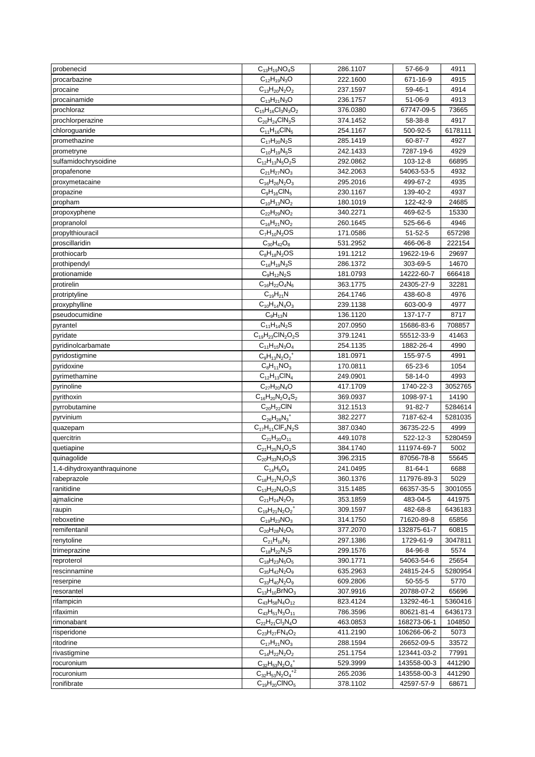| probenecid | $C_{13}H_{19}NO_4S$ | 286.1107 | 57-66-9 | 4911 |
|---|---|---|---|---|
| procarbazine | $C_{12}H_{19}N_3O$ | 222.1600 | 671-16-9 | 4915 |
| procaine | $C_{13}H_{20}N_2O_2$ | 237.1597 | 59-46-1 | 4914 |
| procainamide | $C_{13}H_{21}N_3O$ | 236.1757 | 51-06-9 | 4913 |
| prochloraz | $C_{15}H_{16}Cl_3N_3O_2$ | 376.0380 | 67747-09-5 | 73665 |
| prochlorperazine | $C_{20}H_{24}ClN_3S$ | 374.1452 | 58-38-8 | 4917 |
| chloroguanide | $C_{11}H_{16}ClN_5$ | 254.1167 | 500-92-5 | 6178111 |
| promethazine | $C_{17}H_{20}N_2S$ | 285.1419 | 60-87-7 | 4927 |
| prometryne | $C_{10}H_{19}N_5S$ | 242.1433 | 7287-19-6 | 4929 |
| sulfamidochrysoidine | $C_{12}H_{13}N_5O_2S$ | 292.0862 | 103-12-8 | 66895 |
| propafenone | $C_{21}H_{27}NO_3$ | 342.2063 | 54063-53-5 | 4932 |
| proxymetacaine | $C_{16}H_{26}N_2O_3$ | 295.2016 | 499-67-2 | 4935 |
| propazine | $C_9H_{16}ClN_5$ | 230.1167 | 139-40-2 | 4937 |
| propham | $C_{10}H_{13}NO_2$ | 180.1019 | 122-42-9 | 24685 |
| propoxyphene | $C_{22}H_{29}NO_2$ | 340.2271 | 469-62-5 | 15330 |
| propranolol | $C_{16}H_{21}NO_2$ | 260.1645 | 525-66-6 | 4946 |
| propylthiouracil | $C_7H_{10}N_2OS$ | 171.0586 | 51-52-5 | 657298 |
| proscillaridin | $C_{30}H_{42}O_8$ | 531.2952 | 466-06-8 | 222154 |
| prothiocarb | $C_8H_{18}N_2OS$ | 191.1212 | 19622-19-6 | 29697 |
| prothipendyl | $C_{16}H_{19}N_3S$ | 286.1372 | 303-69-5 | 14670 |
| protionamide | $C_9H_{12}N_2S$ | 181.0793 | 14222-60-7 | 666418 |
| protirelin | $C_{16}H_{22}O_4N_6$ | 363.1775 | 24305-27-9 | 32281 |
| protriptyline | $C_{19}H_{21}N$ | 264.1746 | 438-60-8 | 4976 |
| proxyphylline | $C_{10}H_{14}N_4O_3$ | 239.1138 | 603-00-9 | 4977 |
| pseudocumidine | $C_9H_{13}N$ | 136.1120 | 137-17-7 | 8717 |
| pyrantel | $C_{11}H_{14}N_2S$ | 207.0950 | 15686-83-6 | 708857 |
| pyridate | $C_{19}H_{23}ClN_2O_2S$ | 379.1241 | 55512-33-9 | 41463 |
| pyridinolcarbamate | $C_{11}H_{15}N_3O_4$ | 254.1135 | 1882-26-4 | 4990 |
| pyridostigmine | $C_9H_{13}N_2O_2^+$ | 181.0971 | 155-97-5 | 4991 |
| pyridoxine | $C_8H_{11}NO_3$ | 170.0811 | 65-23-6 | 1054 |
| pyrimethamine | $C_{12}H_{13}ClN_4$ | 249.0901 | 58-14-0 | 4993 |
| pyrinoline | $C_{27}H_{20}N_4O$ | 417.1709 | 1740-22-3 | 3052765 |
| pyrithoxin | $C_{16}H_{20}N_2O_4S_2$ | 369.0937 | 1098-97-1 | 14190 |
| pyrrobutamine | $C_{20}H_{22}ClN$ | 312.1513 | 91-82-7 | 5284614 |
| pyrvinium | $C_{26}H_{28}N_3^+$ | 382.2277 | 7187-62-4 | 5281035 |
| quazepam | $C_{17}H_{11}ClF_4N_2S$ | 387.0340 | 36735-22-5 | 4999 |
| quercitrin | $C_{21}H_{20}O_{11}$ | 449.1078 | 522-12-3 | 5280459 |
| quetiapine | $C_{21}H_{25}N_3O_2S$ | 384.1740 | 111974-69-7 | 5002 |
| quinagolide | $C_{20}H_{33}N_3O_3S$ | 396.2315 | 87056-78-8 | 55645 |
| 1,4-dihydroxyanthraquinone | $C_{14}H_8O_4$ | 241.0495 | 81-64-1 | 6688 |
| rabeprazole | $C_{18}H_{21}N_3O_3S$ | 360.1376 | 117976-89-3 | 5029 |
| ranitidine | $C_{13}H_{22}N_4O_3S$ | 315.1485 | 66357-35-5 | 3001055 |
| ajmalicine | $C_{21}H_{24}N_2O_3$ | 353.1859 | 483-04-5 | 441975 |
| raupin | $C_{19}H_{21}N_2O_2^+$ | 309.1597 | 482-68-8 | 6436183 |
| reboxetine | $C_{19}H_{23}NO_3$ | 314.1750 | 71620-89-8 | 65856 |
| remifentanil | $C_{20}H_{28}N_2O_5$ | 377.2070 | 132875-61-7 | 60815 |
| renytoline | $C_{21}H_{16}N_2$ | 297.1386 | 1729-61-9 | 3047811 |
| trimeprazine | $C_{18}H_{22}N_2S$ | 299.1576 | 84-96-8 | 5574 |
| reproterol | $C_{18}H_{23}N_5O_5$ | 390.1771 | 54063-54-6 | 25654 |
| rescinnamine | $C_{35}H_{42}N_2O_9$ | 635.2963 | 24815-24-5 | 5280954 |
| reserpine | $C_{33}H_{40}N_2O_9$ | 609.2806 | 50-55-5 | 5770 |
| resorantel | $C_{13}H_{10}BrNO_3$ | 307.9916 | 20788-07-2 | 65696 |
| rifampicin | $C_{43}H_{58}N_4O_{12}$ | 823.4124 | 13292-46-1 | 5360416 |
| rifaximin | $C_{43}H_{51}N_3O_{11}$ | 786.3596 | 80621-81-4 | 6436173 |
| rimonabant | $C_{22}H_{21}Cl_3N_4O$ | 463.0853 | 168273-06-1 | 104850 |
| risperidone | $C_{23}H_{27}FN_4O_2$ | 411.2190 | 106266-06-2 | 5073 |
| ritodrine | $C_{17}H_{21}NO_3$ | 288.1594 | 26652-09-5 | 33572 |
| rivastigmine | $C_{14}H_{22}N_2O_2$ | 251.1754 | 123441-03-2 | 77991 |
| rocuronium | $C_{32}H_{53}N_2O_4^+$ | 529.3999 | 143558-00-3 | 441290 |
| rocuronium | $C_{32}H_{53}N_2O_4^{+2}$ | 265.2036 | 143558-00-3 | 441290 |
| ronifibrate | $C_{19}H_{20}ClNO_5$ | 378.1102 | 42597-57-9 | 68671 |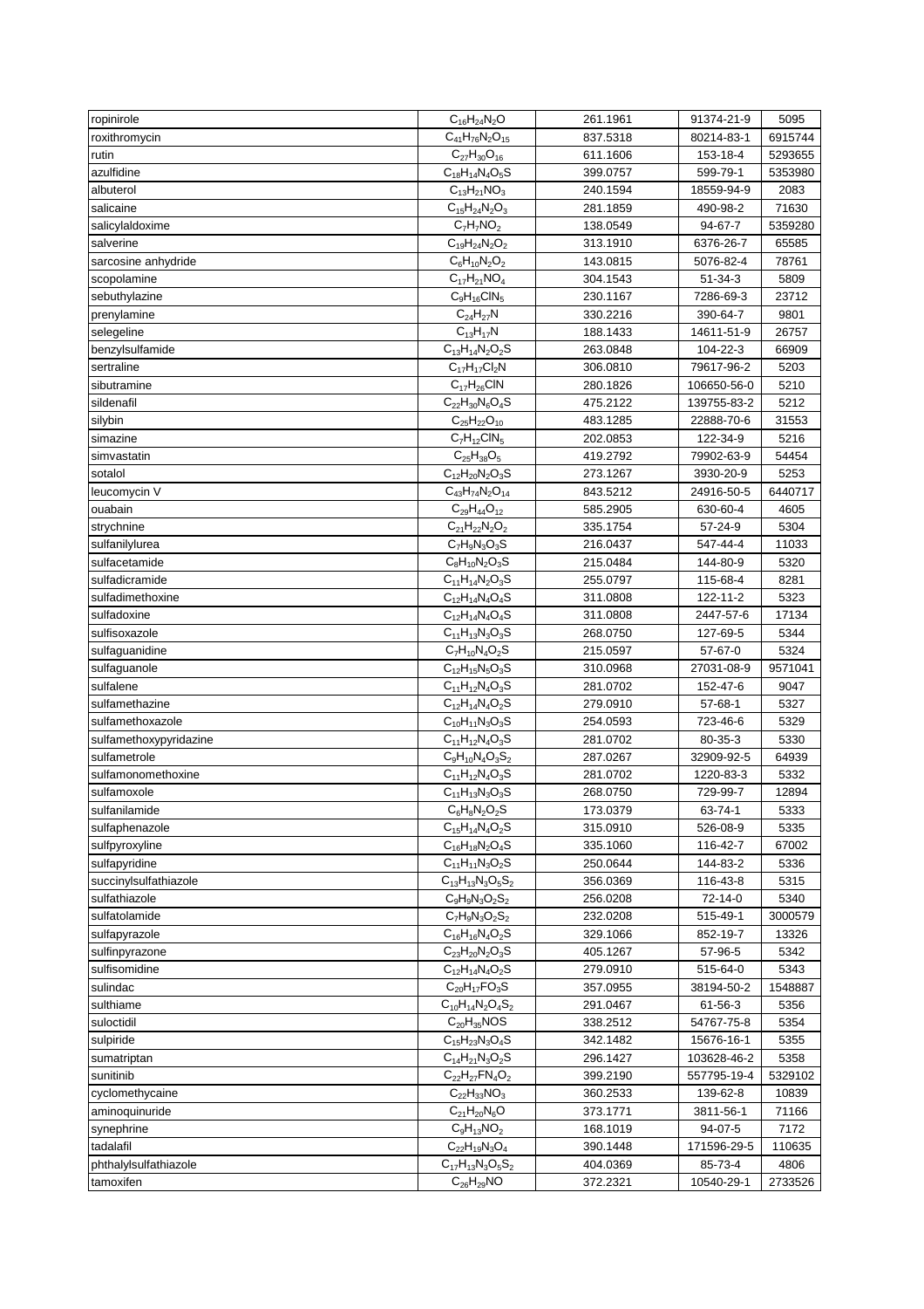| ropinirole | $C_{16}H_{24}N_2O$ | 261.1961 | 91374-21-9 | 5095 |
|---|---|---|---|---|
| roxithromycin | $C_{41}H_{76}N_2O_{15}$ | 837.5318 | 80214-83-1 | 6915744 |
| rutin | $C_{27}H_{30}O_{16}$ | 611.1606 | 153-18-4 | 5293655 |
| azulfidine | $C_{18}H_{14}N_4O_5S$ | 399.0757 | 599-79-1 | 5353980 |
| albuterol | $C_{13}H_{21}NO_3$ | 240.1594 | 18559-94-9 | 2083 |
| salicaine | $C_{15}H_{24}N_2O_3$ | 281.1859 | 490-98-2 | 71630 |
| salicylaldoxime | $C_7H_7NO_2$ | 138.0549 | 94-67-7 | 5359280 |
| salverine | $C_{19}H_{24}N_2O_2$ | 313.1910 | 6376-26-7 | 65585 |
| sarcosine anhydride | $C_6H_{10}N_2O_2$ | 143.0815 | 5076-82-4 | 78761 |
| scopolamine | $C_{17}H_{21}NO_4$ | 304.1543 | 51-34-3 | 5809 |
| sebuthylazine | $C_9H_{16}ClN_5$ | 230.1167 | 7286-69-3 | 23712 |
| prenylamine | $C_{24}H_{27}N$ | 330.2216 | 390-64-7 | 9801 |
| selegeline | $C_{13}H_{17}N$ | 188.1433 | 14611-51-9 | 26757 |
| benzylsulfamide | $C_{13}H_{14}N_2O_2S$ | 263.0848 | 104-22-3 | 66909 |
| sertraline | $C_{17}H_{17}Cl_2N$ | 306.0810 | 79617-96-2 | 5203 |
| sibutramine | $C_{17}H_{26}ClN$ | 280.1826 | 106650-56-0 | 5210 |
| sildenafil | $C_{22}H_{30}N_6O_4S$ | 475.2122 | 139755-83-2 | 5212 |
| silybin | $C_{25}H_{22}O_{10}$ | 483.1285 | 22888-70-6 | 31553 |
| simazine | $C_7H_{12}ClN_5$ | 202.0853 | 122-34-9 | 5216 |
| simvastatin | $C_{25}H_{38}O_5$ | 419.2792 | 79902-63-9 | 54454 |
| sotalol | $C_{12}H_{20}N_2O_3S$ | 273.1267 | 3930-20-9 | 5253 |
| leucomycin V | $C_{43}H_{74}N_2O_{14}$ | 843.5212 | 24916-50-5 | 6440717 |
| ouabain | $C_{29}H_{44}O_{12}$ | 585.2905 | 630-60-4 | 4605 |
| strychnine | $C_{21}H_{22}N_2O_2$ | 335.1754 | 57-24-9 | 5304 |
| sulfanilylurea | $C_7H_9N_3O_3S$ | 216.0437 | 547-44-4 | 11033 |
| sulfacetamide | $C_8H_{10}N_2O_3S$ | 215.0484 | 144-80-9 | 5320 |
| sulfadicramide | $C_{11}H_{14}N_2O_3S$ | 255.0797 | 115-68-4 | 8281 |
| sulfadimethoxine | $C_{12}H_{14}N_4O_4S$ | 311.0808 | 122-11-2 | 5323 |
| sulfadoxine | $C_{12}H_{14}N_4O_4S$ | 311.0808 | 2447-57-6 | 17134 |
| sulfisoxazole | $C_{11}H_{13}N_3O_3S$ | 268.0750 | 127-69-5 | 5344 |
| sulfaguanidine | $C_7H_{10}N_4O_2S$ | 215.0597 | 57-67-0 | 5324 |
| sulfaguanole | $C_{12}H_{15}N_5O_3S$ | 310.0968 | 27031-08-9 | 9571041 |
| sulfalene | $C_{11}H_{12}N_4O_3S$ | 281.0702 | 152-47-6 | 9047 |
| sulfamethazine | $C_{12}H_{14}N_4O_2S$ | 279.0910 | 57-68-1 | 5327 |
| sulfamethoxazole | $C_{10}H_{11}N_3O_3S$ | 254.0593 | 723-46-6 | 5329 |
| sulfamethoxypyridazine | $C_{11}H_{12}N_4O_3S$ | 281.0702 | 80-35-3 | 5330 |
| sulfametrole | $C_9H_{10}N_4O_3S_2$ | 287.0267 | 32909-92-5 | 64939 |
| sulfamonomethoxine | $C_{11}H_{12}N_4O_3S$ | 281.0702 | 1220-83-3 | 5332 |
| sulfamoxole | $C_{11}H_{13}N_3O_3S$ | 268.0750 | 729-99-7 | 12894 |
| sulfanilamide | $C_6H_8N_2O_2S$ | 173.0379 | 63-74-1 | 5333 |
| sulfaphenazole | $C_{15}H_{14}N_4O_2S$ | 315.0910 | 526-08-9 | 5335 |
| sulfpyroxyline | $C_{16}H_{18}N_2O_4S$ | 335.1060 | 116-42-7 | 67002 |
| sulfapyridine | $C_{11}H_{11}N_3O_2S$ | 250.0644 | 144-83-2 | 5336 |
| succinylsulfathiazole | $C_{13}H_{13}N_3O_5S_2$ | 356.0369 | 116-43-8 | 5315 |
| sulfathiazole | $C_9H_9N_3O_2S_2$ | 256.0208 | 72-14-0 | 5340 |
| sulfatolamide | $C_7H_9N_3O_2S_2$ | 232.0208 | 515-49-1 | 3000579 |
| sulfapyrazole | $C_{16}H_{16}N_4O_2S$ | 329.1066 | 852-19-7 | 13326 |
| sulfinpyrazone | $C_{23}H_{20}N_2O_3S$ | 405.1267 | 57-96-5 | 5342 |
| sulfisomidine | $C_{12}H_{14}N_4O_2S$ | 279.0910 | 515-64-0 | 5343 |
| sulindac | $C_{20}H_{17}FO_3S$ | 357.0955 | 38194-50-2 | 1548887 |
| sulthiame | $C_{10}H_{14}N_2O_4S_2$ | 291.0467 | 61-56-3 | 5356 |
| suloctidil | $C_{20}H_{35}NOS$ | 338.2512 | 54767-75-8 | 5354 |
| sulpiride | $C_{15}H_{23}N_3O_4S$ | 342.1482 | 15676-16-1 | 5355 |
| sumatriptan | $C_{14}H_{21}N_3O_2S$ | 296.1427 | 103628-46-2 | 5358 |
| sunitinib | $C_{22}H_{27}FN_4O_2$ | 399.2190 | 557795-19-4 | 5329102 |
| cyclomethycaine | $C_{22}H_{33}NO_3$ | 360.2533 | 139-62-8 | 10839 |
| aminoquinuride | $C_{21}H_{20}N_6O$ | 373.1771 | 3811-56-1 | 71166 |
| synephrine | $C_9H_{13}NO_2$ | 168.1019 | 94-07-5 | 7172 |
| tadalafil | $C_{22}H_{19}N_3O_4$ | 390.1448 | 171596-29-5 | 110635 |
| phthalylsulfathiazole | $C_{17}H_{13}N_3O_5S_2$ | 404.0369 | 85-73-4 | 4806 |
| tamoxifen | $C_{26}H_{29}NO$ | 372.2321 | 10540-29-1 | 2733526 |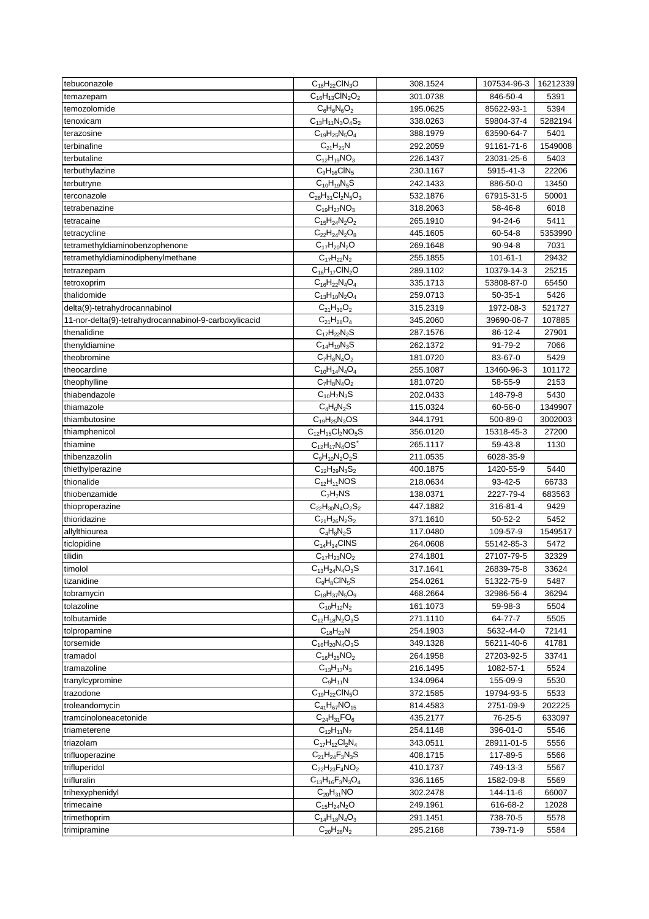| tebuconazole | $C_{16}H_{22}ClN_3O$ | 308.1524 | 107534-96-3 | 16212339 |
|---|---|---|---|---|
| temazepam | $C_{16}H_{13}ClN_2O_2$ | 301.0738 | 846-50-4 | 5391 |
| temozolomide | $C_6H_6N_6O_2$ | 195.0625 | 85622-93-1 | 5394 |
| tenoxicam | $C_{13}H_{11}N_3O_4S_2$ | 338.0263 | 59804-37-4 | 5282194 |
| terazosine | $C_{19}H_{25}N_5O_4$ | 388.1979 | 63590-64-7 | 5401 |
| terbinafine | $C_{21}H_{25}N$ | 292.2059 | 91161-71-6 | 1549008 |
| terbutaline | $C_{12}H_{19}NO_3$ | 226.1437 | 23031-25-6 | 5403 |
| terbuthylazine | $C_9H_{16}ClN_5$ | 230.1167 | 5915-41-3 | 22206 |
| terbutryne | $C_{10}H_{19}N_5S$ | 242.1433 | 886-50-0 | 13450 |
| terconazole | $C_{26}H_{31}Cl_2N_5O_3$ | 532.1876 | 67915-31-5 | 50001 |
| tetrabenazine | $C_{19}H_{27}NO_3$ | 318.2063 | 58-46-8 | 6018 |
| tetracaine | $C_{15}H_{24}N_2O_2$ | 265.1910 | 94-24-6 | 5411 |
| tetracycline | $C_{22}H_{24}N_2O_8$ | 445.1605 | 60-54-8 | 5353990 |
| tetramethyldiaminobenzophenone | $C_{17}H_{20}N_2O$ | 269.1648 | 90-94-8 | 7031 |
| tetramethyldiaminodiphenylmethane | $C_{17}H_{22}N_2$ | 255.1855 | 101-61-1 | 29432 |
| tetrazepam | $C_{16}H_{17}ClN_2O$ | 289.1102 | 10379-14-3 | 25215 |
| tetroxoprim | $C_{16}H_{22}N_4O_4$ | 335.1713 | 53808-87-0 | 65450 |
| thalidomide | $C_{13}H_{10}N_2O_4$ | 259.0713 | 50-35-1 | 5426 |
| delta(9)-tetrahydrocannabinol | $C_{21}H_{30}O_2$ | 315.2319 | 1972-08-3 | 521727 |
| 11-nor-delta(9)-tetrahydrocannabinol-9-carboxylicacid | $C_{21}H_{28}O_4$ | 345.2060 | 39690-06-7 | 107885 |
| thenalidine | $C_{17}H_{22}N_2S$ | 287.1576 | 86-12-4 | 27901 |
| thenyldiamine | $C_{14}H_{19}N_3S$ | 262.1372 | 91-79-2 | 7066 |
| theobromine | $C_7H_8N_4O_2$ | 181.0720 | 83-67-0 | 5429 |
| theocardine | $C_{10}H_{14}N_4O_4$ | 255.1087 | 13460-96-3 | 101172 |
| theophylline | $C_7H_8N_4O_2$ | 181.0720 | 58-55-9 | 2153 |
| thiabendazole | $C_{10}H_7N_3S$ | 202.0433 | 148-79-8 | 5430 |
| thiamazole | $C_4H_6N_2S$ | 115.0324 | 60-56-0 | 1349907 |
| thiambutosine | $C_{19}H_{25}N_3OS$ | 344.1791 | 500-89-0 | 3002003 |
| thiamphenicol | $C_{12}H_{15}Cl_2NO_5S$ | 356.0120 | 15318-45-3 | 27200 |
| thiamine | $C_{12}H_{17}N_4OS^+$ | 265.1117 | 59-43-8 | 1130 |
| thibenzazolin | $C_9H_{10}N_2O_2S$ | 211.0535 | 6028-35-9 | |
| thiethylperazine | $C_{22}H_{29}N_3S_2$ | 400.1875 | 1420-55-9 | 5440 |
| thionalide | $C_{12}H_{11}NOS$ | 218.0634 | 93-42-5 | 66733 |
| thiobenzamide | $C_7H_7NS$ | 138.0371 | 2227-79-4 | 683563 |
| thioproperazine | $C_{22}H_{30}N_4O_2S_2$ | 447.1882 | 316-81-4 | 9429 |
| thioridazine | $C_{21}H_{26}N_2S_2$ | 371.1610 | 50-52-2 | 5452 |
| allylthiourea | $C_4H_8N_2S$ | 117.0480 | 109-57-9 | 1549517 |
| ticlopidine | $C_{14}H_{14}ClNS$ | 264.0608 | 55142-85-3 | 5472 |
| tilidin | $C_{17}H_{23}NO_2$ | 274.1801 | 27107-79-5 | 32329 |
| timolol | $C_{13}H_{24}N_4O_3S$ | 317.1641 | 26839-75-8 | 33624 |
| tizanidine | $C_9H_8ClN_5S$ | 254.0261 | 51322-75-9 | 5487 |
| tobramycin | $C_{18}H_{37}N_5O_9$ | 468.2664 | 32986-56-4 | 36294 |
| tolazoline | $C_{10}H_{12}N_2$ | 161.1073 | 59-98-3 | 5504 |
| tolbutamide | $C_{12}H_{18}N_2O_3S$ | 271.1110 | 64-77-7 | 5505 |
| tolpropamine | $C_{18}H_{23}N$ | 254.1903 | 5632-44-0 | 72141 |
| torsemide | $C_{16}H_{20}N_4O_3S$ | 349.1328 | 56211-40-6 | 41781 |
| tramadol | $C_{16}H_{25}NO_2$ | 264.1958 | 27203-92-5 | 33741 |
| tramazoline | $C_{13}H_{17}N_3$ | 216.1495 | 1082-57-1 | 5524 |
| tranylcypromine | $C_9H_{11}N$ | 134.0964 | 155-09-9 | 5530 |
| trazodone | $C_{19}H_{22}ClN_5O$ | 372.1585 | 19794-93-5 | 5533 |
| troleandomycin | $C_{41}H_{67}NO_{15}$ | 814.4583 | 2751-09-9 | 202225 |
| tramcinoloneacetonide | $C_{24}H_{31}FO_6$ | 435.2177 | 76-25-5 | 633097 |
| triameterene | $C_{12}H_{11}N_7$ | 254.1148 | 396-01-0 | 5546 |
| triazolam | $C_{17}H_{12}Cl_2N_4$ | 343.0511 | 28911-01-5 | 5556 |
| trifluoperazine | $C_{21}H_{24}F_3N_3S$ | 408.1715 | 117-89-5 | 5566 |
| trifluperidol | $C_{22}H_{23}F_4NO_2$ | 410.1737 | 749-13-3 | 5567 |
| trifluralin | $C_{13}H_{16}F_3N_3O_4$ | 336.1165 | 1582-09-8 | 5569 |
| trihexyphenidyl | $C_{20}H_{31}NO$ | 302.2478 | 144-11-6 | 66007 |
| trimecaine | $C_{15}H_{24}N_2O$ | 249.1961 | 616-68-2 | 12028 |
| trimethoprim | $C_{14}H_{18}N_4O_3$ | 291.1451 | 738-70-5 | 5578 |
| trimipramine | $C_{20}H_{26}N_2$ | 295.2168 | 739-71-9 | 5584 |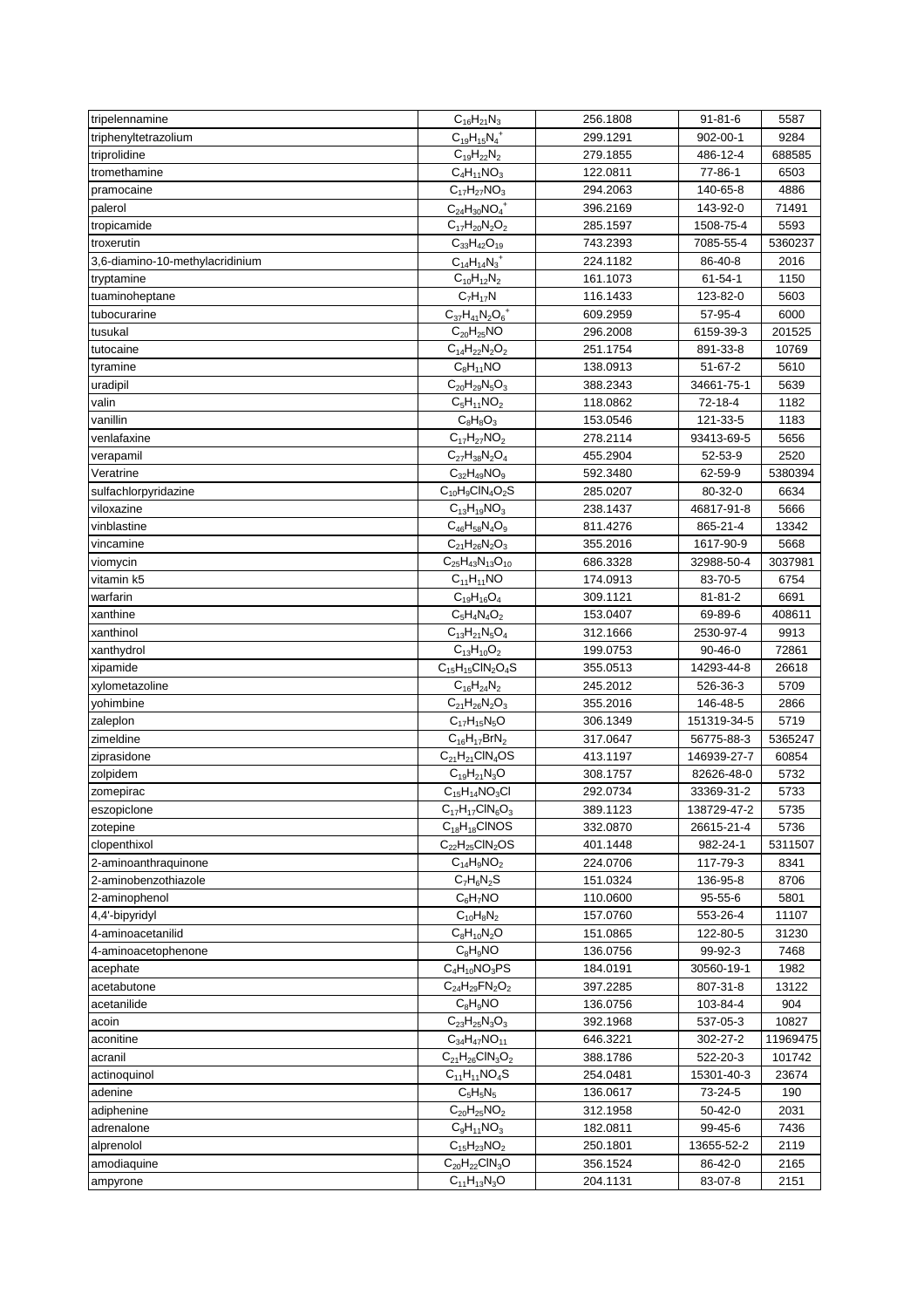| tripelennamine | $C_{16}H_{21}N_3$ | 256.1808 | 91-81-6 | 5587 |
|---|---|---|---|---|
| triphenyltetrazolium | $C_{19}H_{15}N_4^+$ | 299.1291 | 902-00-1 | 9284 |
| triprolidine | $C_{19}H_{22}N_2$ | 279.1855 | 486-12-4 | 688585 |
| tromethamine | $C_4H_{11}NO_3$ | 122.0811 | 77-86-1 | 6503 |
| pramocaine | $C_{17}H_{27}NO_3$ | 294.2063 | 140-65-8 | 4886 |
| palerol | $C_{24}H_{30}NO_4^+$ | 396.2169 | 143-92-0 | 71491 |
| tropicamide | $C_{17}H_{20}N_2O_2$ | 285.1597 | 1508-75-4 | 5593 |
| troxerutin | $C_{33}H_{42}O_{19}$ | 743.2393 | 7085-55-4 | 5360237 |
| 3,6-diamino-10-methylacridinium | $C_{14}H_{14}N_3^+$ | 224.1182 | 86-40-8 | 2016 |
| tryptamine | $C_{10}H_{12}N_2$ | 161.1073 | 61-54-1 | 1150 |
| tuaminoheptane | $C_7H_{17}N$ | 116.1433 | 123-82-0 | 5603 |
| tubocurarine | $C_{37}H_{41}N_2O_6^+$ | 609.2959 | 57-95-4 | 6000 |
| tusukal | $C_{20}H_{25}NO$ | 296.2008 | 6159-39-3 | 201525 |
| tutocaine | $C_{14}H_{22}N_2O_2$ | 251.1754 | 891-33-8 | 10769 |
| tyramine | $C_8H_{11}NO$ | 138.0913 | 51-67-2 | 5610 |
| uradipil | $C_{20}H_{29}N_5O_3$ | 388.2343 | 34661-75-1 | 5639 |
| valin | $C_5H_{11}NO_2$ | 118.0862 | 72-18-4 | 1182 |
| vanillin | $C_8H_8O_3$ | 153.0546 | 121-33-5 | 1183 |
| venlafaxine | $C_{17}H_{27}NO_2$ | 278.2114 | 93413-69-5 | 5656 |
| verapamil | $C_{27}H_{38}N_2O_4$ | 455.2904 | 52-53-9 | 2520 |
| Veratrine | $C_{32}H_{49}NO_9$ | 592.3480 | 62-59-9 | 5380394 |
| sulfachlorpyridazine | $C_{10}H_9ClN_4O_2S$ | 285.0207 | 80-32-0 | 6634 |
| viloxazine | $C_{13}H_{19}NO_3$ | 238.1437 | 46817-91-8 | 5666 |
| vinblastine | $C_{46}H_{58}N_4O_9$ | 811.4276 | 865-21-4 | 13342 |
| vincamine | $C_{21}H_{26}N_2O_3$ | 355.2016 | 1617-90-9 | 5668 |
| viomycin | $C_{25}H_{43}N_{13}O_{10}$ | 686.3328 | 32988-50-4 | 3037981 |
| vitamin k5 | $C_{11}H_{11}NO$ | 174.0913 | 83-70-5 | 6754 |
| warfarin | $C_{19}H_{16}O_4$ | 309.1121 | 81-81-2 | 6691 |
| xanthine | $C_5H_4N_4O_2$ | 153.0407 | 69-89-6 | 408611 |
| xanthinol | $C_{13}H_{21}N_5O_4$ | 312.1666 | 2530-97-4 | 9913 |
| xanthydrol | $C_{13}H_{10}O_2$ | 199.0753 | 90-46-0 | 72861 |
| xipamide | $C_{15}H_{15}ClN_2O_4S$ | 355.0513 | 14293-44-8 | 26618 |
| xylometazoline | $C_{16}H_{24}N_2$ | 245.2012 | 526-36-3 | 5709 |
| yohimbine | $C_{21}H_{26}N_2O_3$ | 355.2016 | 146-48-5 | 2866 |
| zaleplon | $C_{17}H_{15}N_5O$ | 306.1349 | 151319-34-5 | 5719 |
| zimeldine | $C_{16}H_{17}BrN_2$ | 317.0647 | 56775-88-3 | 5365247 |
| ziprasidone | $C_{21}H_{21}ClN_4OS$ | 413.1197 | 146939-27-7 | 60854 |
| zolpidem | $C_{19}H_{21}N_3O$ | 308.1757 | 82626-48-0 | 5732 |
| zomepirac | $C_{15}H_{14}NO_3Cl$ | 292.0734 | 33369-31-2 | 5733 |
| eszopiclone | $C_{17}H_{17}ClN_6O_3$ | 389.1123 | 138729-47-2 | 5735 |
| zotepine | $C_{18}H_{18}ClNOS$ | 332.0870 | 26615-21-4 | 5736 |
| clopenthixol | $C_{22}H_{25}ClN_2OS$ | 401.1448 | 982-24-1 | 5311507 |
| 2-aminoanthraquinone | $C_{14}H_9NO_2$ | 224.0706 | 117-79-3 | 8341 |
| 2-aminobenzothiazole | $C_7H_6N_2S$ | 151.0324 | 136-95-8 | 8706 |
| 2-aminophenol | $C_6H_7NO$ | 110.0600 | 95-55-6 | 5801 |
| 4,4'-bipyridyl | $C_{10}H_8N_2$ | 157.0760 | 553-26-4 | 11107 |
| 4-aminoacetanilid | $C_8H_{10}N_2O$ | 151.0865 | 122-80-5 | 31230 |
| 4-aminoacetophenone | $C_8H_9NO$ | 136.0756 | 99-92-3 | 7468 |
| acephate | $C_4H_{10}NO_3PS$ | 184.0191 | 30560-19-1 | 1982 |
| acetabutone | $C_{24}H_{29}FN_2O_2$ | 397.2285 | 807-31-8 | 13122 |
| acetanilide | $C_8H_9NO$ | 136.0756 | 103-84-4 | 904 |
| acoin | $C_{23}H_{25}N_3O_3$ | 392.1968 | 537-05-3 | 10827 |
| aconitine | $C_{34}H_{47}NO_{11}$ | 646.3221 | 302-27-2 | 11969475 |
| acranil | $C_{21}H_{26}ClN_3O_2$ | 388.1786 | 522-20-3 | 101742 |
| actinoquinol | $C_{11}H_{11}NO_4S$ | 254.0481 | 15301-40-3 | 23674 |
| adenine | $C_5H_5N_5$ | 136.0617 | 73-24-5 | 190 |
| adiphenine | $C_{20}H_{25}NO_2$ | 312.1958 | 50-42-0 | 2031 |
| adrenalone | $C_9H_{11}NO_3$ | 182.0811 | 99-45-6 | 7436 |
| alprenolol | $C_{15}H_{23}NO_2$ | 250.1801 | 13655-52-2 | 2119 |
| amodiaquine | $C_{20}H_{22}ClN_3O$ | 356.1524 | 86-42-0 | 2165 |
| ampyrone | $C_{11}H_{13}N_3O$ | 204.1131 | 83-07-8 | 2151 |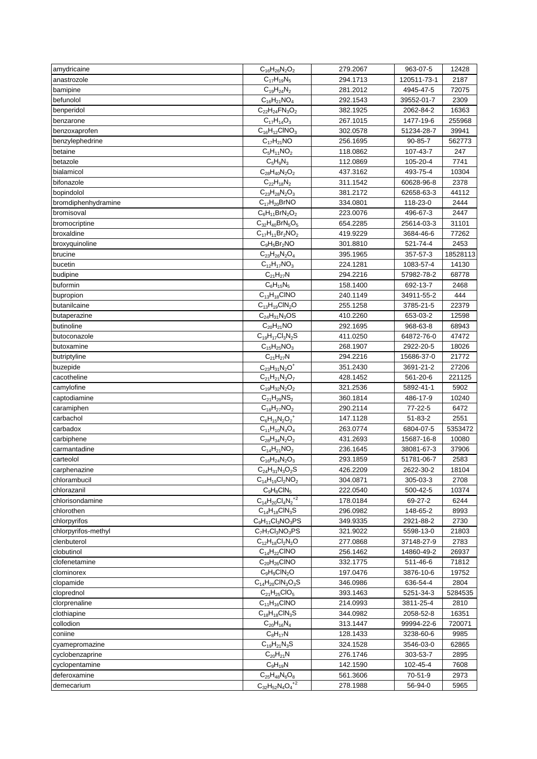| amydricaine | $C_{16}H_{26}N_2O_2$ | 279.2067 | 963-07-5 | 12428 |
|---|---|---|---|---|
| anastrozole | $C_{17}H_{19}N_5$ | 294.1713 | 120511-73-1 | 2187 |
| bamipine | $C_{19}H_{24}N_2$ | 281.2012 | 4945-47-5 | 72075 |
| befunolol | $C_{16}H_{21}NO_4$ | 292.1543 | 39552-01-7 | 2309 |
| benperidol | $C_{22}H_{24}FN_3O_2$ | 382.1925 | 2062-84-2 | 16363 |
| benzarone | $C_{17}H_{14}O_3$ | 267.1015 | 1477-19-6 | 255968 |
| benzoxaprofen | $C_{16}H_{12}ClNO_3$ | 302.0578 | 51234-28-7 | 39941 |
| benzylephedrine | $C_{17}H_{21}NO$ | 256.1695 | 90-85-7 | 562773 |
| betaine | $C_5H_{11}NO_2$ | 118.0862 | 107-43-7 | 247 |
| betazole | $C_5H_9N_3$ | 112.0869 | 105-20-4 | 7741 |
| bialamicol | $C_{28}H_{40}N_2O_2$ | 437.3162 | 493-75-4 | 10304 |
| bifonazole | $C_{22}H_{18}N_2$ | 311.1542 | 60628-96-8 | 2378 |
| bopindolol | $C_{23}H_{28}N_2O_3$ | 381.2172 | 62658-63-3 | 44112 |
| bromdiphenhydramine | $C_{17}H_{20}BrNO$ | 334.0801 | 118-23-0 | 2444 |
| bromisoval | $C_6H_{11}BrN_2O_2$ | 223.0076 | 496-67-3 | 2447 |
| bromocriptine | $C_{32}H_{40}BrN_5O_5$ | 654.2285 | 25614-03-3 | 31101 |
| broxaldine | $C_{17}H_{11}Br_2NO_2$ | 419.9229 | 3684-46-6 | 77262 |
| broxyquinoline | $C_9H_5Br_2NO$ | 301.8810 | 521-74-4 | 2453 |
| brucine | $C_{23}H_{26}N_2O_4$ | 395.1965 | 357-57-3 | 18528113 |
| bucetin | $C_{12}H_{17}NO_3$ | 224.1281 | 1083-57-4 | 14130 |
| budipine | $C_{21}H_{27}N$ | 294.2216 | 57982-78-2 | 68778 |
| buformin | $C_6H_{15}N_5$ | 158.1400 | 692-13-7 | 2468 |
| bupropion | $C_{13}H_{18}ClNO$ | 240.1149 | 34911-55-2 | 444 |
| butanilcaine | $C_{13}H_{19}ClN_2O$ | 255.1258 | 3785-21-5 | 22379 |
| butaperazine | $C_{24}H_{31}N_3OS$ | 410.2260 | 653-03-2 | 12598 |
| butinoline | $C_{20}H_{21}NO$ | 292.1695 | 968-63-8 | 68943 |
| butoconazole | $C_{19}H_{17}Cl_3N_2S$ | 411.0250 | 64872-76-0 | 47472 |
| butoxamine | $C_{15}H_{25}NO_3$ | 268.1907 | 2922-20-5 | 18026 |
| butriptyline | $C_{21}H_{27}N$ | 294.2216 | 15686-37-0 | 21772 |
| buzepide | $C_{23}H_{31}N_2O^+$ | 351.2430 | 3691-21-2 | 27206 |
| cacotheline | $C_{21}H_{21}N_3O_7$ | 428.1452 | 561-20-6 | 221125 |
| camylofine | $C_{19}H_{32}N_2O_2$ | 321.2536 | 5892-41-1 | 5902 |
| captodiamine | $C_{21}H_{29}NS_2$ | 360.1814 | 486-17-9 | 10240 |
| caramiphen | $C_{18}H_{27}NO_2$ | 290.2114 | 77-22-5 | 6472 |
| carbachol | $C_6H_{15}N_2O_2^+$ | 147.1128 | 51-83-2 | 2551 |
| carbadox | $C_{11}H_{10}N_4O_4$ | 263.0774 | 6804-07-5 | 5353472 |
| carbiphene | $C_{28}H_{34}N_2O_2$ | 431.2693 | 15687-16-8 | 10080 |
| carmantadine | $C_{14}H_{21}NO_2$ | 236.1645 | 38081-67-3 | 37906 |
| carteolol | $C_{16}H_{24}N_2O_3$ | 293.1859 | 51781-06-7 | 2583 |
| carphenazine | $C_{24}H_{31}N_3O_2S$ | 426.2209 | 2622-30-2 | 18104 |
| chlorambucil | $C_{14}H_{19}Cl_2NO_2$ | 304.0871 | 305-03-3 | 2708 |
| chlorazanil | $C_9H_8ClN_5$ | 222.0540 | 500-42-5 | 10374 |
| chlorisondamine | $C_{14}H_{20}Cl_4N_2^{+2}$ | 178.0184 | 69-27-2 | 6244 |
| chlorothen | $C_{14}H_{18}ClN_3S$ | 296.0982 | 148-65-2 | 8993 |
| chlorpyrifos | $C_9H_{11}Cl_3NO_3PS$ | 349.9335 | 2921-88-2 | 2730 |
| chlorpyrifos-methyl | $C_7H_7Cl_3NO_3PS$ | 321.9022 | 5598-13-0 | 21803 |
| clenbuterol | $C_{12}H_{18}Cl_2N_2O$ | 277.0868 | 37148-27-9 | 2783 |
| clobutinol | $C_{14}H_{22}ClNO$ | 256.1462 | 14860-49-2 | 26937 |
| clofenetamine | $C_{20}H_{26}ClNO$ | 332.1775 | 511-46-6 | 71812 |
| clominorex | $C_9H_9ClN_2O$ | 197.0476 | 3876-10-6 | 19752 |
| clopamide | $C_{14}H_{20}ClN_3O_3S$ | 346.0986 | 636-54-4 | 2804 |
| cloprednol | $C_{21}H_{25}ClO_5$ | 393.1463 | 5251-34-3 | 5284535 |
| clorprenaline | $C_{11}H_{16}ClNO$ | 214.0993 | 3811-25-4 | 2810 |
| clothiapine | $C_{18}H_{18}ClN_3S$ | 344.0982 | 2058-52-8 | 16351 |
| collodion | $C_{20}H_{16}N_4$ | 313.1447 | 99994-22-6 | 720071 |
| coniine | $C_8H_{17}N$ | 128.1433 | 3238-60-6 | 9985 |
| cyamepromazine | $C_{19}H_{21}N_3S$ | 324.1528 | 3546-03-0 | 62865 |
| cyclobenzaprine | $C_{20}H_{21}N$ | 276.1746 | 303-53-7 | 2895 |
| cyclopentamine | $C_9H_{19}N$ | 142.1590 | 102-45-4 | 7608 |
| deferoxamine | $C_{25}H_{48}N_6O_8$ | 561.3606 | 70-51-9 | 2973 |
| demecarium | $C_{32}H_{52}N_4O_4^{+2}$ | 278.1988 | 56-94-0 | 5965 |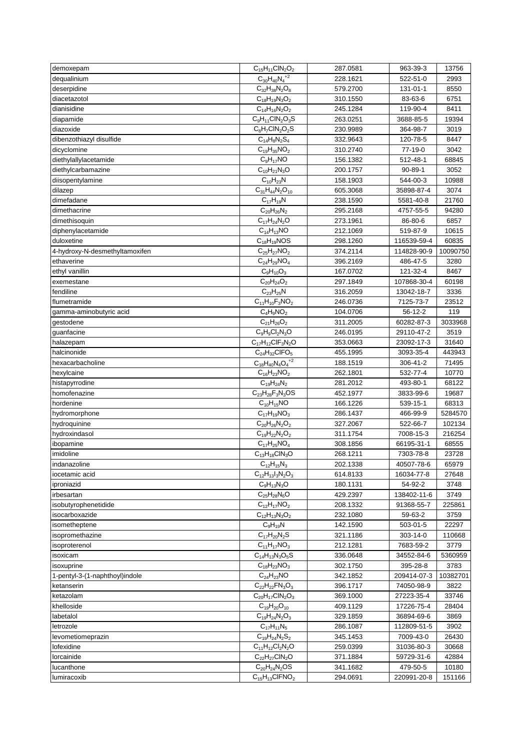| demoxepam | $C_{15}H_{11}ClN_2O_2$ | 287.0581 | 963-39-3 | 13756 |
|---|---|---|---|---|
| dequalinium | $C_{30}H_{40}N_4^{+2}$ | 228.1621 | 522-51-0 | 2993 |
| deserpidine | $C_{32}H_{38}N_2O_8$ | 579.2700 | 131-01-1 | 8550 |
| diacetazotol | $C_{18}H_{19}N_3O_2$ | 310.1550 | 83-63-6 | 6751 |
| dianisidine | $C_{14}H_{16}N_2O_2$ | 245.1284 | 119-90-4 | 8411 |
| diapamide | $C_9H_{11}ClN_2O_3S$ | 263.0251 | 3688-85-5 | 19394 |
| diazoxide | $C_8H_7ClN_2O_2S$ | 230.9989 | 364-98-7 | 3019 |
| dibenzothiazyl disulfide | $C_{14}H_8N_2S_4$ | 332.9643 | 120-78-5 | 8447 |
| dicyclomine | $C_{19}H_{35}NO_2$ | 310.2740 | 77-19-0 | 3042 |
| diethylallylacetamide | $C_9H_{17}NO$ | 156.1382 | 512-48-1 | 68845 |
| diethylcarbamazine | $C_{10}H_{21}N_3O$ | 200.1757 | 90-89-1 | 3052 |
| diisopentylamine | $C_{10}H_{23}N$ | 158.1903 | 544-00-3 | 10988 |
| dilazep | $C_{31}H_{44}N_2O_{10}$ | 605.3068 | 35898-87-4 | 3074 |
| dimefadane | $C_{17}H_{19}N$ | 238.1590 | 5581-40-8 | 21760 |
| dimethacrine | $C_{20}H_{26}N_2$ | 295.2168 | 4757-55-5 | 94280 |
| dimethisoquin | $C_{17}H_{24}N_2O$ | 273.1961 | 86-80-6 | 6857 |
| diphenylacetamide | $C_{14}H_{13}NO$ | 212.1069 | 519-87-9 | 10615 |
| duloxetine | $C_{18}H_{19}NOS$ | 298.1260 | 116539-59-4 | 60835 |
| 4-hydroxy-N-desmethyltamoxifen | $C_{25}H_{27}NO_2$ | 374.2114 | 114828-90-9 | 10090750 |
| ethaverine | $C_{24}H_{29}NO_4$ | 396.2169 | 486-47-5 | 3280 |
| ethyl vanillin | $C_9H_{10}O_3$ | 167.0702 | 121-32-4 | 8467 |
| exemestane | $C_{20}H_{24}O_2$ | 297.1849 | 107868-30-4 | 60198 |
| fendiline | $C_{23}H_{25}N$ | 316.2059 | 13042-18-7 | 3336 |
| flumetramide | $C_{11}H_{10}F_3NO_2$ | 246.0736 | 7125-73-7 | 23512 |
| gamma-aminobutyric acid | $C_4H_9NO_2$ | 104.0706 | 56-12-2 | 119 |
| gestodene | $C_{21}H_{26}O_2$ | 311.2005 | 60282-87-3 | 3033968 |
| guanfacine | $C_9H_9Cl_2N_3O$ | 246.0195 | 29110-47-2 | 3519 |
| halazepam | $C_{17}H_{12}ClF_3N_2O$ | 353.0663 | 23092-17-3 | 31640 |
| halcinonide | $C_{24}H_{32}ClFO_5$ | 455.1995 | 3093-35-4 | 443943 |
| hexacarbacholine | $C_{18}H_{40}N_4O_4^{+2}$ | 188.1519 | 306-41-2 | 71495 |
| hexylcaine | $C_{16}H_{23}NO_2$ | 262.1801 | 532-77-4 | 10770 |
| histapyrrodine | $C_{19}H_{24}N_2$ | 281.2012 | 493-80-1 | 68122 |
| homofenazine | $C_{23}H_{28}F_3N_3OS$ | 452.1977 | 3833-99-6 | 19687 |
| hordenine | $C_{10}H_{15}NO$ | 166.1226 | 539-15-1 | 68313 |
| hydromorphone | $C_{17}H_{19}NO_3$ | 286.1437 | 466-99-9 | 5284570 |
| hydroquinine | $C_{20}H_{26}N_2O_2$ | 327.2067 | 522-66-7 | 102134 |
| hydroxindasol | $C_{19}H_{22}N_2O_2$ | 311.1754 | 7008-15-3 | 216254 |
| ibopamine | $C_{17}H_{25}NO_4$ | 308.1856 | 66195-31-1 | 68555 |
| imidoline | $C_{13}H_{18}ClN_3O$ | 268.1211 | 7303-78-8 | 23728 |
| indanazoline | $C_{12}H_{15}N_3$ | 202.1338 | 40507-78-6 | 65979 |
| iocetamic acid | $C_{12}H_{13}I_3N_2O_3$ | 614.8133 | 16034-77-8 | 27648 |
| iproniazid | $C_9H_{13}N_3O$ | 180.1131 | 54-92-2 | 3748 |
| irbesartan | $C_{25}H_{28}N_6O$ | 429.2397 | 138402-11-6 | 3749 |
| isobutyrophenetidide | $C_{12}H_{17}NO_2$ | 208.1332 | 91368-55-7 | 225861 |
| isocarboxazide | $C_{12}H_{13}N_3O_2$ | 232.1080 | 59-63-2 | 3759 |
| isometheptene | $C_9H_{19}N$ | 142.1590 | 503-01-5 | 22297 |
| isopromethazine | $C_{17}H_{20}N_2S$ | 321.1186 | 303-14-0 | 110668 |
| isoproterenol | $C_{11}H_{17}NO_3$ | 212.1281 | 7683-59-2 | 3779 |
| isoxicam | $C_{14}H_{13}N_3O_5S$ | 336.0648 | 34552-84-6 | 5360959 |
| isoxuprine | $C_{18}H_{23}NO_3$ | 302.1750 | 395-28-8 | 3783 |
| 1-pentyl-3-(1-naphthoyl)indole | $C_{24}H_{23}NO$ | 342.1852 | 209414-07-3 | 10382701 |
| ketanserin | $C_{22}H_{22}FN_3O_3$ | 396.1717 | 74050-98-9 | 3822 |
| ketazolam | $C_{20}H_{17}ClN_2O_3$ | 369.1000 | 27223-35-4 | 33746 |
| khelloside | $C_{19}H_{20}O_{10}$ | 409.1129 | 17226-75-4 | 28404 |
| labetalol | $C_{19}H_{24}N_2O_3$ | 329.1859 | 36894-69-6 | 3869 |
| letrozole | $C_{17}H_{11}N_5$ | 286.1087 | 112809-51-5 | 3902 |
| levometiomeprazin | $C_{19}H_{24}N_2S_2$ | 345.1453 | 7009-43-0 | 26430 |
| lofexidine | $C_{11}H_{12}Cl_2N_2O$ | 259.0399 | 31036-80-3 | 30668 |
| lorcainide | $C_{22}H_{27}ClN_2O$ | 371.1884 | 59729-31-6 | 42884 |
| lucanthone | $C_{20}H_{24}N_2OS$ | 341.1682 | 479-50-5 | 10180 |
| lumiracoxib | $C_{15}H_{13}ClFNO_2$ | 294.0691 | 220991-20-8 | 151166 |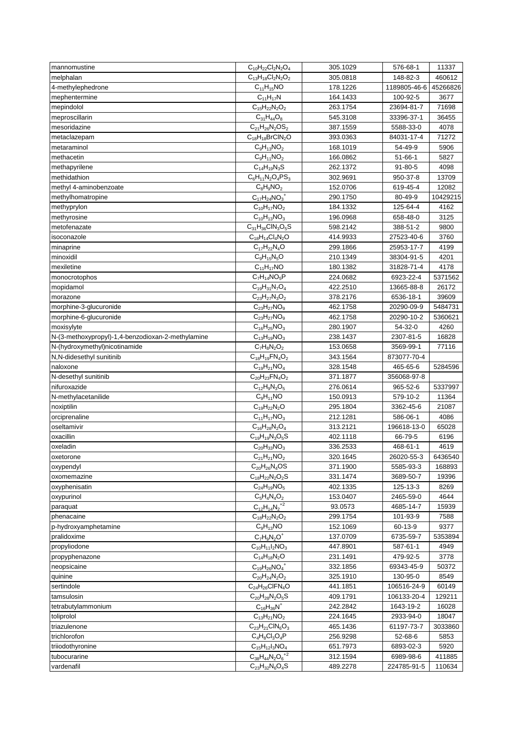| | | | | |
|---|---|---|---|---|
| mannomustine | $C_{10}H_{22}Cl_2N_2O_4$ | 305.1029 | 576-68-1 | 11337 |
| melphalan | $C_{13}H_{18}Cl_2N_2O_2$ | 305.0818 | 148-82-3 | 460612 |
| 4-methylephedrone | $C_{11}H_{15}NO$ | 178.1226 | 1189805-46-6 | 45266826 |
| mephentermine | $C_{11}H_{17}N$ | 164.1433 | 100-92-5 | 3677 |
| mepindolol | $C_{15}H_{22}N_2O_2$ | 263.1754 | 23694-81-7 | 71698 |
| meproscillarin | $C_{31}H_{44}O_8$ | 545.3108 | 33396-37-1 | 36455 |
| mesoridazine | $C_{21}H_{26}N_2OS_2$ | 387.1559 | 5588-33-0 | 4078 |
| metaclazepam | $C_{18}H_{18}BrClN_2O$ | 393.0363 | 84031-17-4 | 71272 |
| metaraminol | $C_9H_{13}NO_2$ | 168.1019 | 54-49-9 | 5906 |
| methacetin | $C_9H_{11}NO_2$ | 166.0862 | 51-66-1 | 5827 |
| methapyrilene | $C_{14}H_{19}N_3S$ | 262.1372 | 91-80-5 | 4098 |
| methidathion | $C_6H_{11}N_2O_4PS_3$ | 302.9691 | 950-37-8 | 13709 |
| methyl 4-aminobenzoate | $C_8H_9NO_2$ | 152.0706 | 619-45-4 | 12082 |
| methylhomatropine | $C_{17}H_{24}NO_3^+$ | 290.1750 | 80-49-9 | 10429215 |
| methyprylon | $C_{10}H_{17}NO_2$ | 184.1332 | 125-64-4 | 4162 |
| methyrosine | $C_{10}H_{13}NO_3$ | 196.0968 | 658-48-0 | 3125 |
| metofenazate | $C_{31}H_{36}ClN_3O_5S$ | 598.2142 | 388-51-2 | 9800 |
| isoconazole | $C_{18}H_{14}Cl_4N_2O$ | 414.9933 | 27523-40-6 | 3760 |
| minaprine | $C_{17}H_{22}N_4O$ | 299.1866 | 25953-17-7 | 4199 |
| minoxidil | $C_9H_{15}N_5O$ | 210.1349 | 38304-91-5 | 4201 |
| mexiletine | $C_{11}H_{17}NO$ | 180.1382 | 31828-71-4 | 4178 |
| monocrotophos | $C_7H_{14}NO_5P$ | 224.0682 | 6923-22-4 | 5371562 |
| mopidamol | $C_{19}H_{31}N_7O_4$ | 422.2510 | 13665-88-8 | 26172 |
| morazone | $C_{23}H_{27}N_3O_2$ | 378.2176 | 6536-18-1 | 39609 |
| morphine-3-glucuronide | $C_{23}H_{27}NO_9$ | 462.1758 | 20290-09-9 | 5484731 |
| morphine-6-glucuronide | $C_{23}H_{27}NO_9$ | 462.1758 | 20290-10-2 | 5360621 |
| moxisylyte | $C_{16}H_{25}NO_3$ | 280.1907 | 54-32-0 | 4260 |
| N-(3-methoxypropyl)-1,4-benzodioxan-2-methylamine | $C_{13}H_{19}NO_3$ | 238.1437 | 2307-81-5 | 16828 |
| N-(hydroxymethyl)nicotinamide | $C_7H_8N_2O_2$ | 153.0658 | 3569-99-1 | 77116 |
| N,N-didesethyl sunitinib | $C_{18}H_{19}FN_4O_2$ | 343.1564 | 873077-70-4 | |
| naloxone | $C_{19}H_{21}NO_4$ | 328.1548 | 465-65-6 | 5284596 |
| N-desethyl sunitinib | $C_{20}H_{23}FN_4O_2$ | 371.1877 | 356068-97-8 | |
| nifuroxazide | $C_{12}H_9N_3O_5$ | 276.0614 | 965-52-6 | 5337997 |
| N-methylacetanilide | $C_9H_{11}NO$ | 150.0913 | 579-10-2 | 11364 |
| noxiptilin | $C_{19}H_{22}N_2O$ | 295.1804 | 3362-45-6 | 21087 |
| orciprenaline | $C_{11}H_{17}NO_3$ | 212.1281 | 586-06-1 | 4086 |
| oseltamivir | $C_{16}H_{28}N_2O_4$ | 313.2121 | 196618-13-0 | 65028 |
| oxacillin | $C_{19}H_{19}N_3O_5S$ | 402.1118 | 66-79-5 | 6196 |
| oxeladin | $C_{20}H_{33}NO_3$ | 336.2533 | 468-61-1 | 4619 |
| oxetorone | $C_{21}H_{21}NO_2$ | 320.1645 | 26020-55-3 | 6436540 |
| oxypendyl | $C_{20}H_{26}N_4OS$ | 371.1900 | 5585-93-3 | 168893 |
| oxomemazine | $C_{18}H_{22}N_2O_2S$ | 331.1474 | 3689-50-7 | 19396 |
| oxyphenisatin | $C_{24}H_{19}NO_5$ | 402.1335 | 125-13-3 | 8269 |
| oxypurinol | $C_5H_4N_4O_2$ | 153.0407 | 2465-59-0 | 4644 |
| paraquat | $C_{12}H_{14}N_2^{+2}$ | 93.0573 | 4685-14-7 | 15939 |
| phenacaine | $C_{18}H_{22}N_2O_2$ | 299.1754 | 101-93-9 | 7588 |
| p-hydroxyamphetamine | $C_9H_{13}NO$ | 152.1069 | 60-13-9 | 9377 |
| pralidoxime | $C_7H_9N_2O^+$ | 137.0709 | 6735-59-7 | 5353894 |
| propyliodone | $C_{10}H_{11}I_2NO_3$ | 447.8901 | 587-61-1 | 4949 |
| propyphenazone | $C_{14}H_{18}N_2O$ | 231.1491 | 479-92-5 | 3778 |
| neopsicaine | $C_{19}H_{26}NO_4^+$ | 332.1856 | 69343-45-9 | 50372 |
| quinine | $C_{20}H_{24}N_2O_2$ | 325.1910 | 130-95-0 | 8549 |
| sertindole | $C_{24}H_{26}ClFN_4O$ | 441.1851 | 106516-24-9 | 60149 |
| tamsulosin | $C_{20}H_{28}N_2O_5S$ | 409.1791 | 106133-20-4 | 129211 |
| tetrabutylammonium | $C_{16}H_{36}N^+$ | 242.2842 | 1643-19-2 | 16028 |
| toliprolol | $C_{13}H_{21}NO_2$ | 224.1645 | 2933-94-0 | 18047 |
| triazulenone | $C_{23}H_{21}ClN_6O_3$ | 465.1436 | 61197-73-7 | 3033860 |
| trichlorofon | $C_4H_8Cl_3O_4P$ | 256.9298 | 52-68-6 | 5853 |
| triiodothyronine | $C_{15}H_{12}I_3NO_4$ | 651.7973 | 6893-02-3 | 5920 |
| tubocurarine | $C_{38}H_{44}N_2O_6^{+2}$ | 312.1594 | 6989-98-6 | 411885 |
| vardenafil | $C_{23}H_{32}N_6O_4S$ | 489.2278 | 224785-91-5 | 110634 |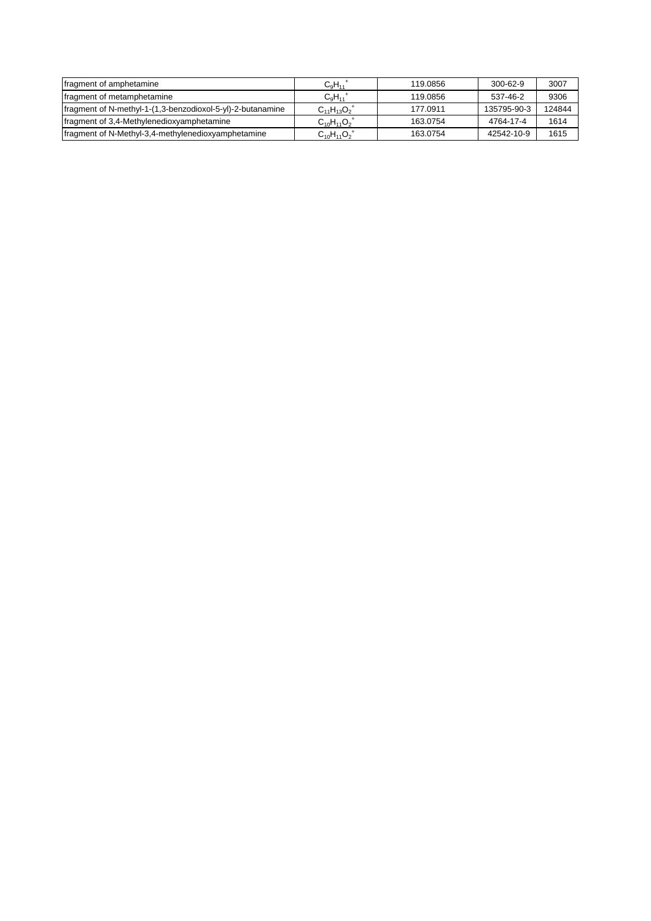| | | | | |
|---|---|---|---|---|
| fragment of amphetamine | $C_9H_{11}^+$ | 119.0856 | 300-62-9 | 3007 |
| fragment of metamphetamine | $C_9H_{11}^+$ | 119.0856 | 537-46-2 | 9306 |
| fragment of N-methyl-1-(1,3-benzodioxol-5-yl)-2-butanamine | $C_{11}H_{13}O_2^+$ | 177.0911 | 135795-90-3 | 124844 |
| fragment of 3,4-Methylenedioxyamphetamine | $C_{10}H_{11}O_2^+$ | 163.0754 | 4764-17-4 | 1614 |
| fragment of N-Methyl-3,4-methylenedioxyamphetamine | $C_{10}H_{11}O_2^+$ | 163.0754 | 42542-10-9 | 1615 |